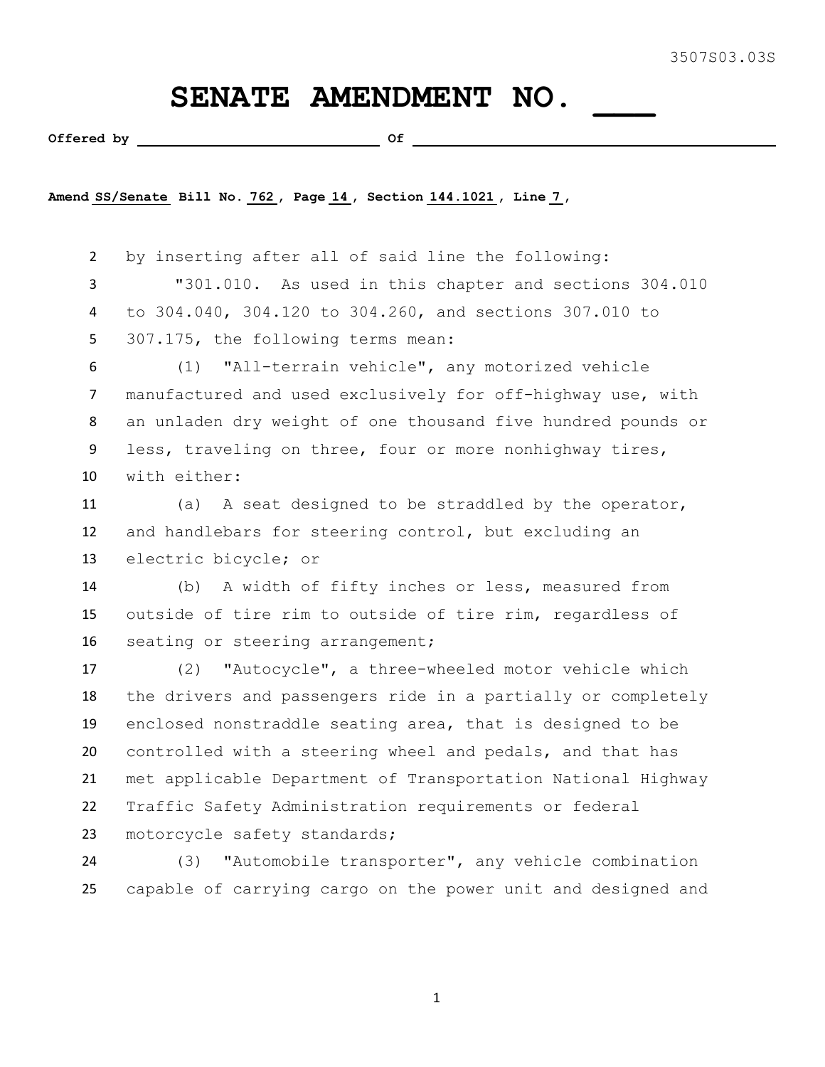3507S03.03S

# SENATE AMENDMENT NO. ___

**Offered by** ______________________________ **Of** ______________________________________________

**Amend SS/Senate Bill No. 762, Page 14, Section 144.1021, Line 7,**

2 by inserting after all of said line the following:

3 "301.010. As used in this chapter and sections 304.010
4 to 304.040, 304.120 to 304.260, and sections 307.010 to
5 307.175, the following terms mean:

6 (1) "All-terrain vehicle", any motorized vehicle
7 manufactured and used exclusively for off-highway use, with
8 an unladen dry weight of one thousand five hundred pounds or
9 less, traveling on three, four or more nonhighway tires,
10 with either:

11 (a) A seat designed to be straddled by the operator,
12 and handlebars for steering control, but excluding an
13 electric bicycle; or

14 (b) A width of fifty inches or less, measured from
15 outside of tire rim to outside of tire rim, regardless of
16 seating or steering arrangement;

17 (2) "Autocycle", a three-wheeled motor vehicle which
18 the drivers and passengers ride in a partially or completely
19 enclosed nonstraddle seating area, that is designed to be
20 controlled with a steering wheel and pedals, and that has
21 met applicable Department of Transportation National Highway
22 Traffic Safety Administration requirements or federal
23 motorcycle safety standards;

24 (3) "Automobile transporter", any vehicle combination
25 capable of carrying cargo on the power unit and designed and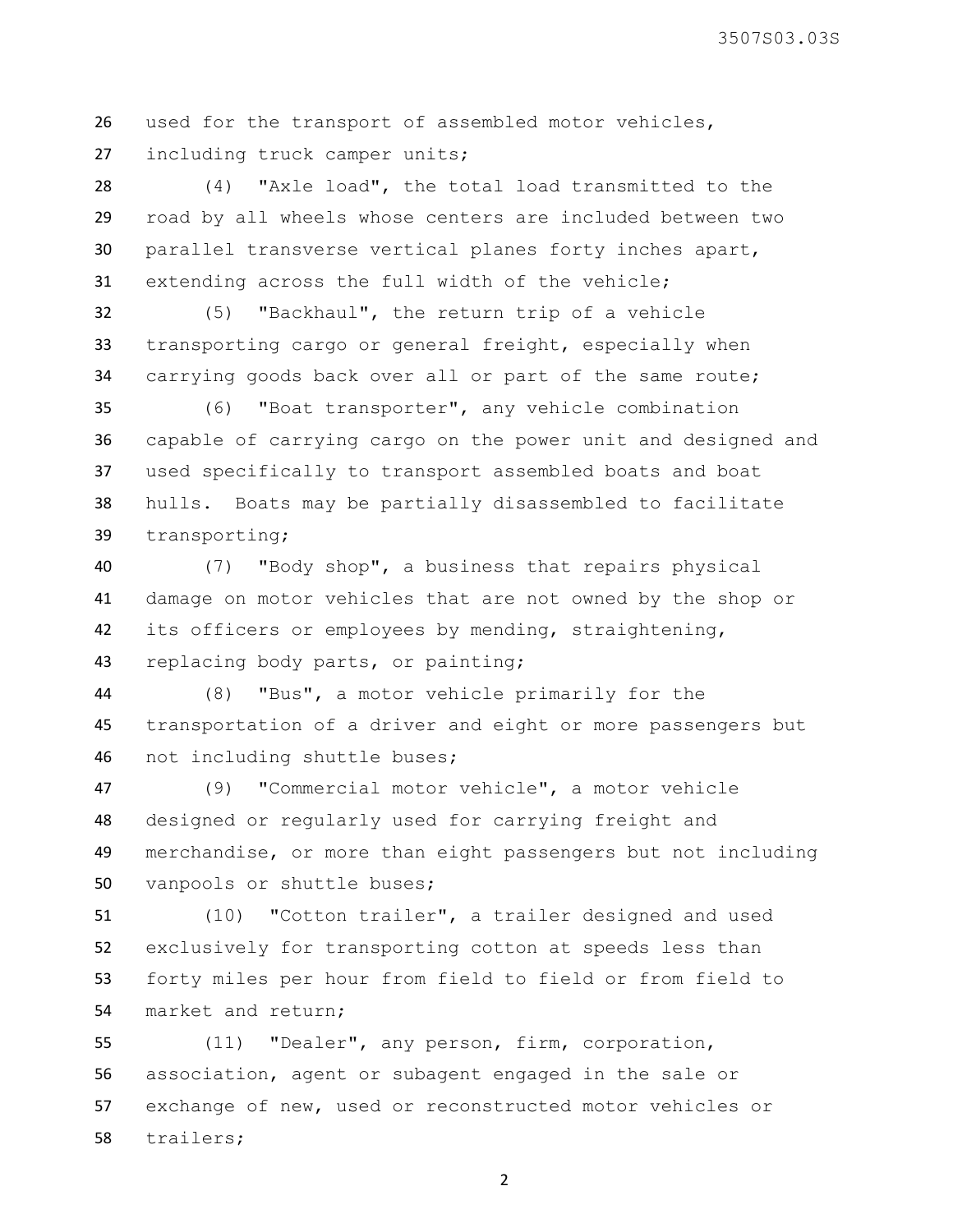used for the transport of assembled motor vehicles, including truck camper units;

(4) "Axle load", the total load transmitted to the road by all wheels whose centers are included between two parallel transverse vertical planes forty inches apart, extending across the full width of the vehicle;

(5) "Backhaul", the return trip of a vehicle transporting cargo or general freight, especially when carrying goods back over all or part of the same route;

(6) "Boat transporter", any vehicle combination capable of carrying cargo on the power unit and designed and used specifically to transport assembled boats and boat hulls. Boats may be partially disassembled to facilitate transporting;

(7) "Body shop", a business that repairs physical damage on motor vehicles that are not owned by the shop or its officers or employees by mending, straightening, replacing body parts, or painting;

(8) "Bus", a motor vehicle primarily for the transportation of a driver and eight or more passengers but not including shuttle buses;

(9) "Commercial motor vehicle", a motor vehicle designed or regularly used for carrying freight and merchandise, or more than eight passengers but not including vanpools or shuttle buses;

(10) "Cotton trailer", a trailer designed and used exclusively for transporting cotton at speeds less than forty miles per hour from field to field or from field to market and return;

(11) "Dealer", any person, firm, corporation, association, agent or subagent engaged in the sale or exchange of new, used or reconstructed motor vehicles or trailers;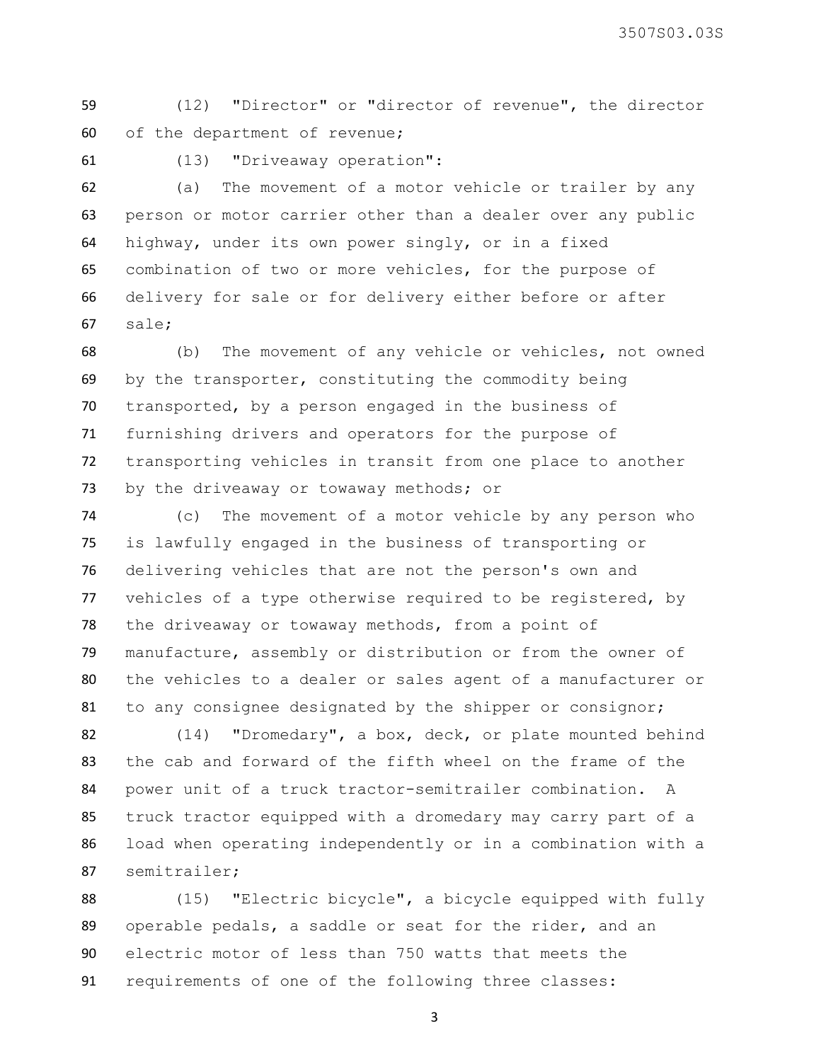(12) "Director" or "director of revenue", the director of the department of revenue;

(13) "Driveaway operation":

(a) The movement of a motor vehicle or trailer by any person or motor carrier other than a dealer over any public highway, under its own power singly, or in a fixed combination of two or more vehicles, for the purpose of delivery for sale or for delivery either before or after sale;

(b) The movement of any vehicle or vehicles, not owned by the transporter, constituting the commodity being transported, by a person engaged in the business of furnishing drivers and operators for the purpose of transporting vehicles in transit from one place to another by the driveaway or towaway methods; or

(c) The movement of a motor vehicle by any person who is lawfully engaged in the business of transporting or delivering vehicles that are not the person's own and vehicles of a type otherwise required to be registered, by the driveaway or towaway methods, from a point of manufacture, assembly or distribution or from the owner of the vehicles to a dealer or sales agent of a manufacturer or to any consignee designated by the shipper or consignor;

(14) "Dromedary", a box, deck, or plate mounted behind the cab and forward of the fifth wheel on the frame of the power unit of a truck tractor-semitrailer combination. A truck tractor equipped with a dromedary may carry part of a load when operating independently or in a combination with a semitrailer;

(15) "Electric bicycle", a bicycle equipped with fully operable pedals, a saddle or seat for the rider, and an electric motor of less than 750 watts that meets the requirements of one of the following three classes: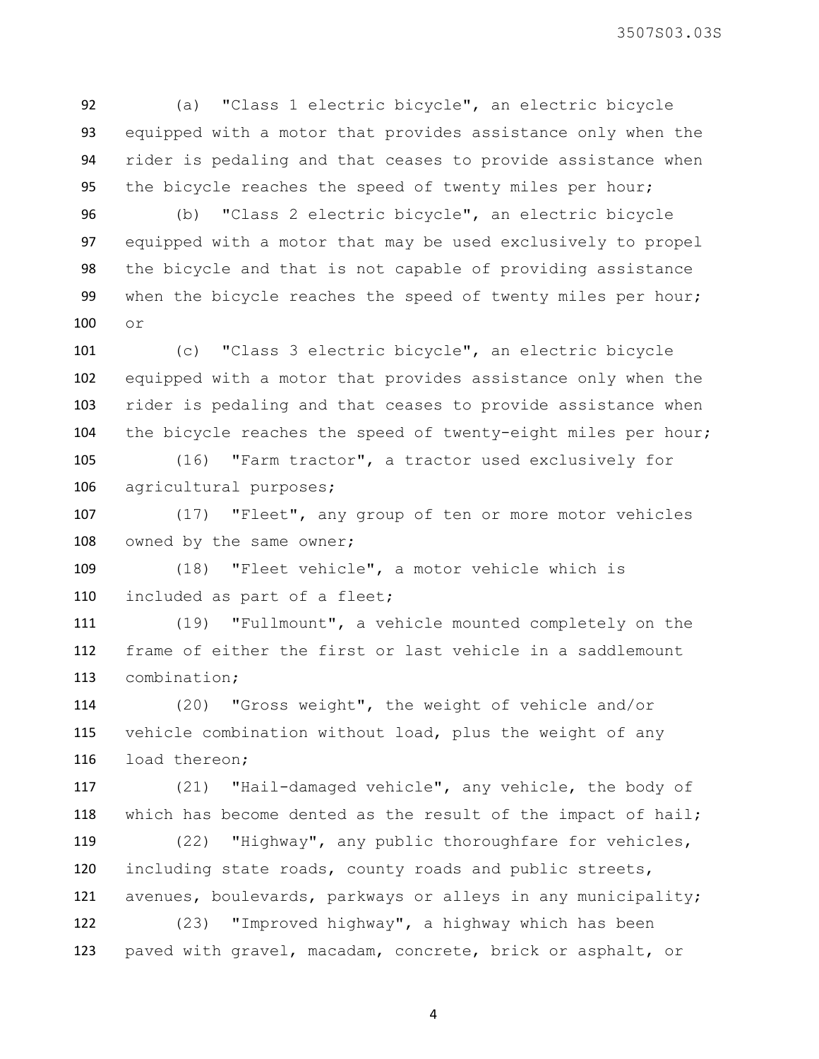(a) "Class 1 electric bicycle", an electric bicycle equipped with a motor that provides assistance only when the rider is pedaling and that ceases to provide assistance when the bicycle reaches the speed of twenty miles per hour;

(b) "Class 2 electric bicycle", an electric bicycle equipped with a motor that may be used exclusively to propel the bicycle and that is not capable of providing assistance when the bicycle reaches the speed of twenty miles per hour; or

(c) "Class 3 electric bicycle", an electric bicycle equipped with a motor that provides assistance only when the rider is pedaling and that ceases to provide assistance when the bicycle reaches the speed of twenty-eight miles per hour;

(16) "Farm tractor", a tractor used exclusively for agricultural purposes;

(17) "Fleet", any group of ten or more motor vehicles owned by the same owner;

(18) "Fleet vehicle", a motor vehicle which is included as part of a fleet;

(19) "Fullmount", a vehicle mounted completely on the frame of either the first or last vehicle in a saddlemount combination;

(20) "Gross weight", the weight of vehicle and/or vehicle combination without load, plus the weight of any load thereon;

(21) "Hail-damaged vehicle", any vehicle, the body of which has become dented as the result of the impact of hail;

(22) "Highway", any public thoroughfare for vehicles, including state roads, county roads and public streets, avenues, boulevards, parkways or alleys in any municipality;

(23) "Improved highway", a highway which has been paved with gravel, macadam, concrete, brick or asphalt, or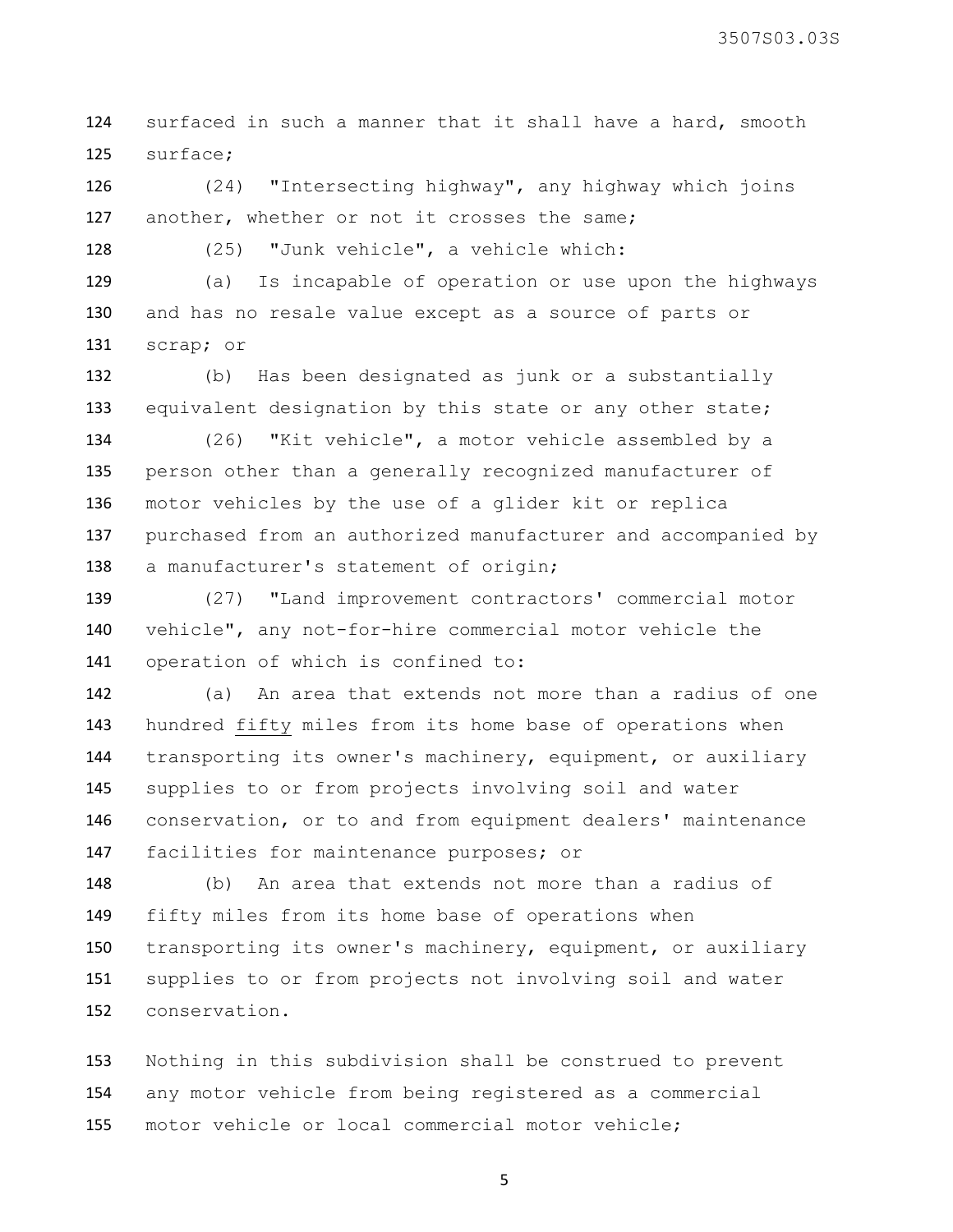surfaced in such a manner that it shall have a hard, smooth surface;

(24) "Intersecting highway", any highway which joins another, whether or not it crosses the same;

(25) "Junk vehicle", a vehicle which:

(a) Is incapable of operation or use upon the highways and has no resale value except as a source of parts or scrap; or

(b) Has been designated as junk or a substantially equivalent designation by this state or any other state;

(26) "Kit vehicle", a motor vehicle assembled by a person other than a generally recognized manufacturer of motor vehicles by the use of a glider kit or replica purchased from an authorized manufacturer and accompanied by a manufacturer's statement of origin;

(27) "Land improvement contractors' commercial motor vehicle", any not-for-hire commercial motor vehicle the operation of which is confined to:

(a) An area that extends not more than a radius of one hundred fifty miles from its home base of operations when transporting its owner's machinery, equipment, or auxiliary supplies to or from projects involving soil and water conservation, or to and from equipment dealers' maintenance facilities for maintenance purposes; or

(b) An area that extends not more than a radius of fifty miles from its home base of operations when transporting its owner's machinery, equipment, or auxiliary supplies to or from projects not involving soil and water conservation.

Nothing in this subdivision shall be construed to prevent any motor vehicle from being registered as a commercial motor vehicle or local commercial motor vehicle;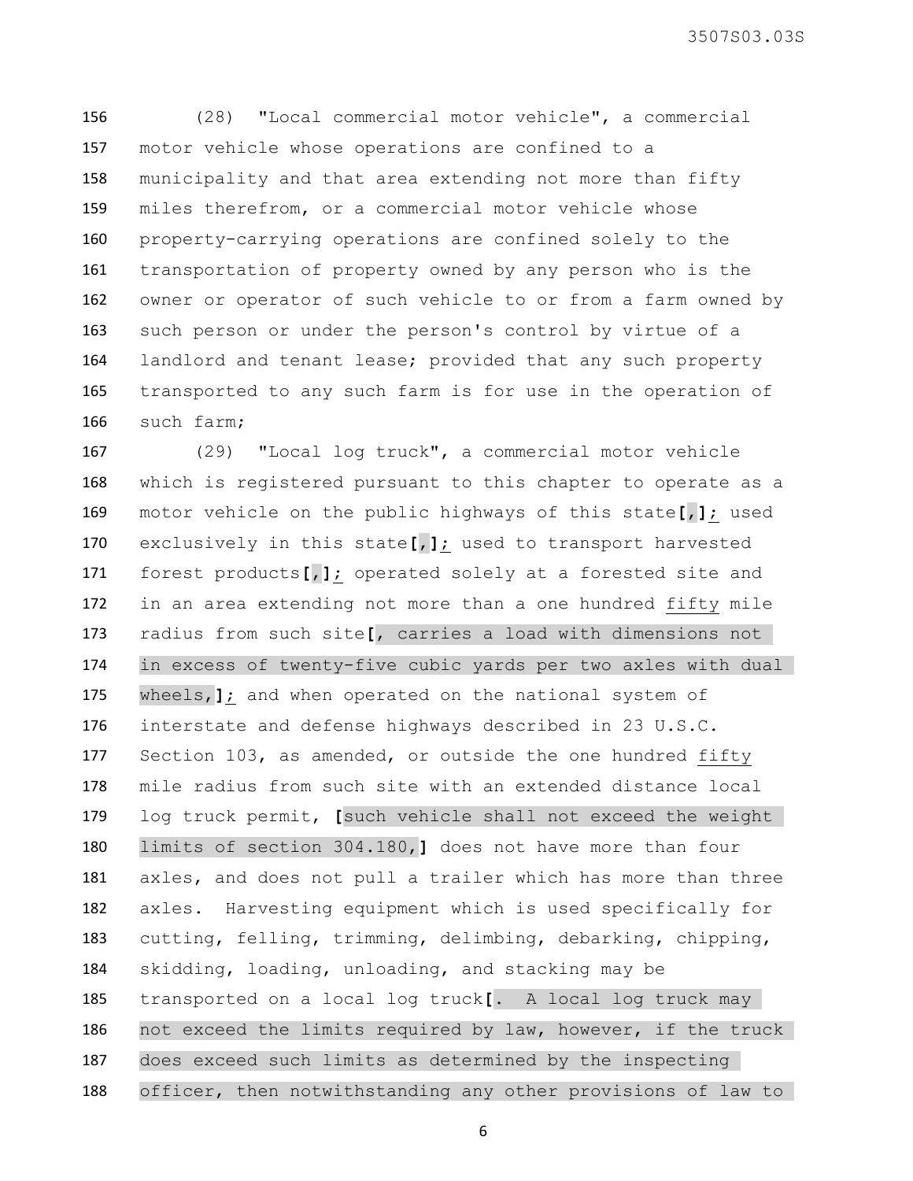(28) "Local commercial motor vehicle", a commercial motor vehicle whose operations are confined to a municipality and that area extending not more than fifty miles therefrom, or a commercial motor vehicle whose property-carrying operations are confined solely to the transportation of property owned by any person who is the owner or operator of such vehicle to or from a farm owned by such person or under the person's control by virtue of a landlord and tenant lease; provided that any such property transported to any such farm is for use in the operation of such farm;

(29) "Local log truck", a commercial motor vehicle which is registered pursuant to this chapter to operate as a motor vehicle on the public highways of this state**[**,**]** <u>;</u> used exclusively in this state**[**,**]** <u>;</u> used to transport harvested forest products**[**,**]** <u>;</u> operated solely at a forested site and in an area extending not more than a one hundred <u>fifty</u> mile radius from such site**[**, carries a load with dimensions not in excess of twenty-five cubic yards per two axles with dual wheels,**]** <u>;</u> and when operated on the national system of interstate and defense highways described in 23 U.S.C. Section 103, as amended, or outside the one hundred <u>fifty</u> mile radius from such site with an extended distance local log truck permit, **[**such vehicle shall not exceed the weight limits of section 304.180,**]** does not have more than four axles, and does not pull a trailer which has more than three axles. Harvesting equipment which is used specifically for cutting, felling, trimming, delimbing, debarking, chipping, skidding, loading, unloading, and stacking may be transported on a local log truck**[**. A local log truck may not exceed the limits required by law, however, if the truck does exceed such limits as determined by the inspecting officer, then notwithstanding any other provisions of law to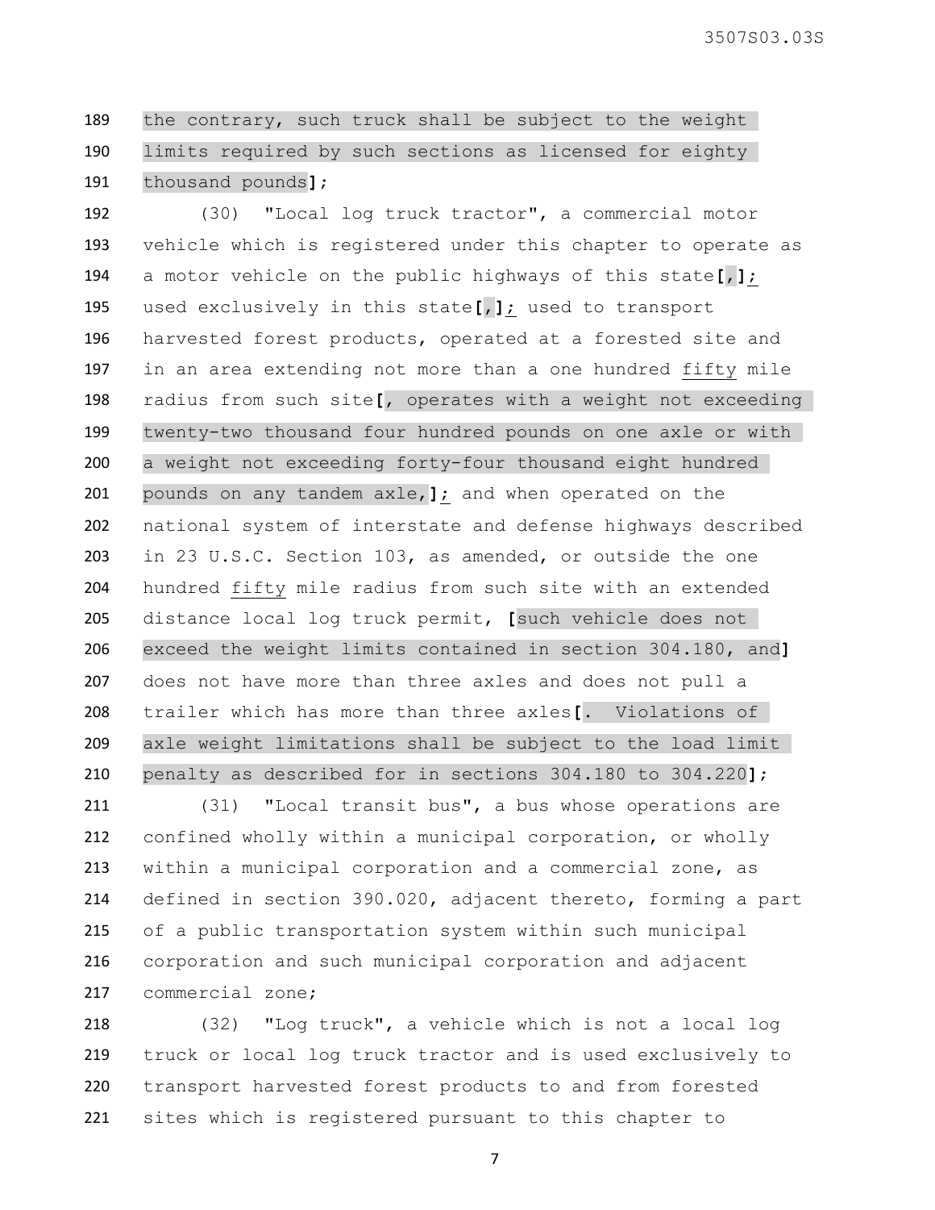the contrary, such truck shall be subject to the weight limits required by such sections as licensed for eighty thousand pounds];

(30) "Local log truck tractor", a commercial motor vehicle which is registered under this chapter to operate as a motor vehicle on the public highways of this state[,]; used exclusively in this state[,]; used to transport harvested forest products, operated at a forested site and in an area extending not more than a one hundred fifty mile radius from such site[, operates with a weight not exceeding twenty-two thousand four hundred pounds on one axle or with a weight not exceeding forty-four thousand eight hundred pounds on any tandem axle,]; and when operated on the national system of interstate and defense highways described in 23 U.S.C. Section 103, as amended, or outside the one hundred fifty mile radius from such site with an extended distance local log truck permit, [such vehicle does not exceed the weight limits contained in section 304.180, and] does not have more than three axles and does not pull a trailer which has more than three axles[. Violations of axle weight limitations shall be subject to the load limit penalty as described for in sections 304.180 to 304.220];

(31) "Local transit bus", a bus whose operations are confined wholly within a municipal corporation, or wholly within a municipal corporation and a commercial zone, as defined in section 390.020, adjacent thereto, forming a part of a public transportation system within such municipal corporation and such municipal corporation and adjacent commercial zone;

(32) "Log truck", a vehicle which is not a local log truck or local log truck tractor and is used exclusively to transport harvested forest products to and from forested sites which is registered pursuant to this chapter to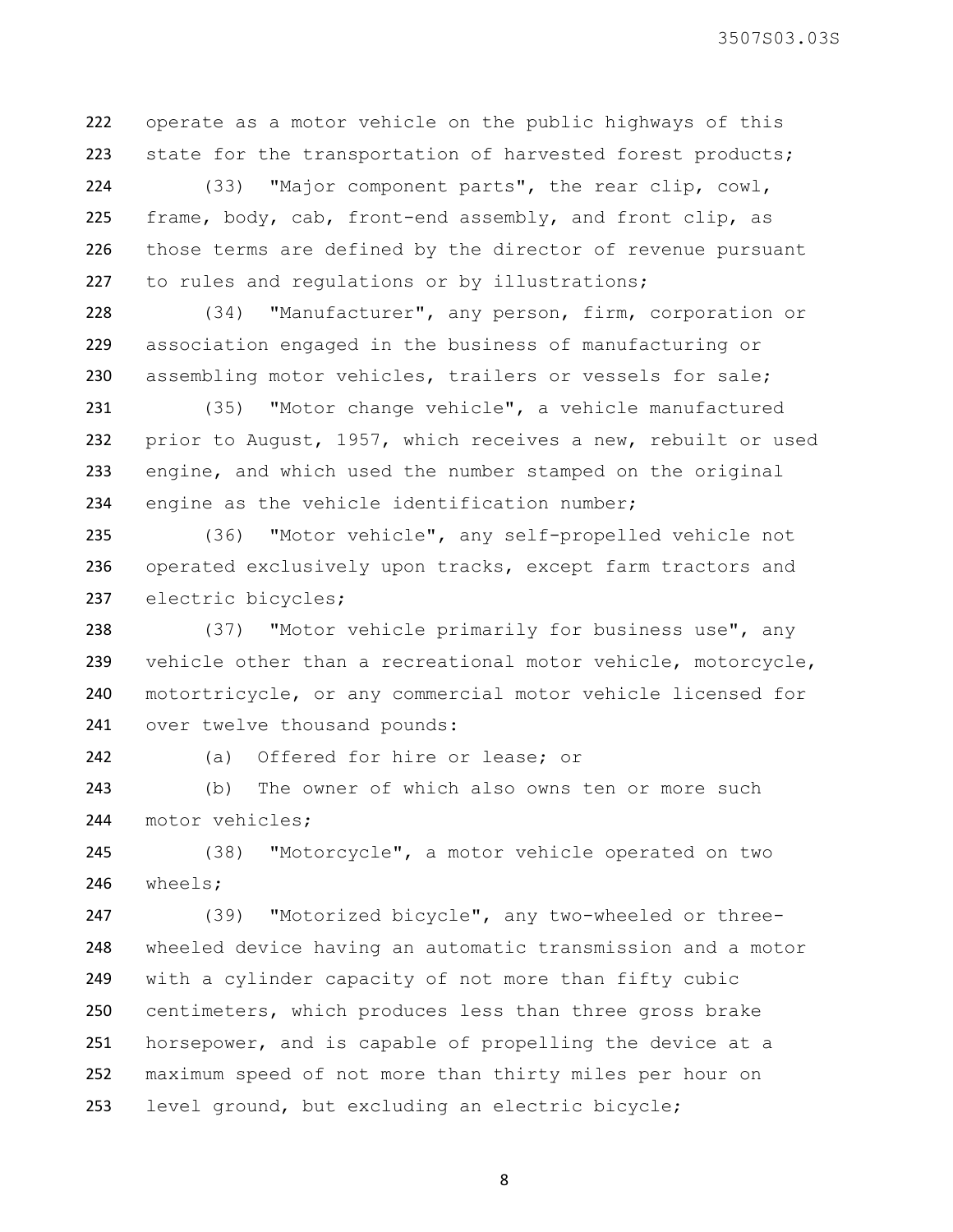operate as a motor vehicle on the public highways of this state for the transportation of harvested forest products;

(33) "Major component parts", the rear clip, cowl, frame, body, cab, front-end assembly, and front clip, as those terms are defined by the director of revenue pursuant to rules and regulations or by illustrations;

(34) "Manufacturer", any person, firm, corporation or association engaged in the business of manufacturing or assembling motor vehicles, trailers or vessels for sale;

(35) "Motor change vehicle", a vehicle manufactured prior to August, 1957, which receives a new, rebuilt or used engine, and which used the number stamped on the original engine as the vehicle identification number;

(36) "Motor vehicle", any self-propelled vehicle not operated exclusively upon tracks, except farm tractors and electric bicycles;

(37) "Motor vehicle primarily for business use", any vehicle other than a recreational motor vehicle, motorcycle, motortricycle, or any commercial motor vehicle licensed for over twelve thousand pounds:

(a) Offered for hire or lease; or

(b) The owner of which also owns ten or more such motor vehicles;

(38) "Motorcycle", a motor vehicle operated on two wheels;

(39) "Motorized bicycle", any two-wheeled or three-wheeled device having an automatic transmission and a motor with a cylinder capacity of not more than fifty cubic centimeters, which produces less than three gross brake horsepower, and is capable of propelling the device at a maximum speed of not more than thirty miles per hour on level ground, but excluding an electric bicycle;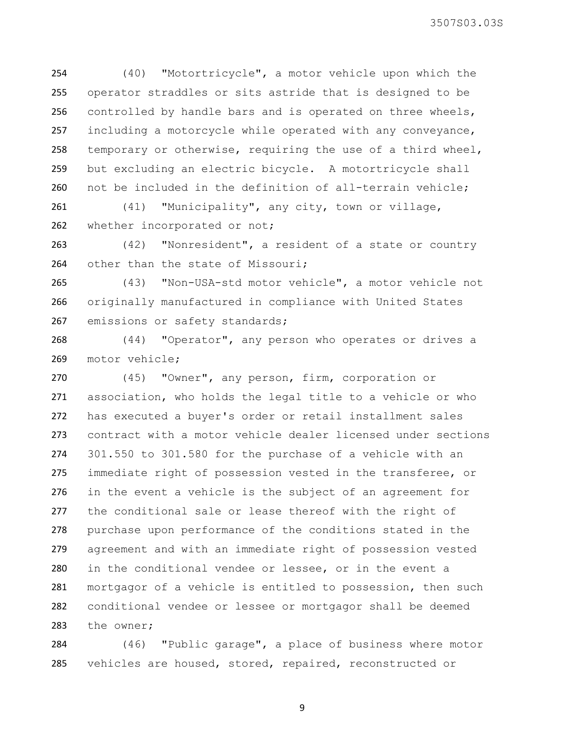(40) "Motortricycle", a motor vehicle upon which the operator straddles or sits astride that is designed to be controlled by handle bars and is operated on three wheels, including a motorcycle while operated with any conveyance, temporary or otherwise, requiring the use of a third wheel, but excluding an electric bicycle. A motortricycle shall not be included in the definition of all-terrain vehicle;

(41) "Municipality", any city, town or village, whether incorporated or not;

(42) "Nonresident", a resident of a state or country other than the state of Missouri;

(43) "Non-USA-std motor vehicle", a motor vehicle not originally manufactured in compliance with United States emissions or safety standards;

(44) "Operator", any person who operates or drives a motor vehicle;

(45) "Owner", any person, firm, corporation or association, who holds the legal title to a vehicle or who has executed a buyer's order or retail installment sales contract with a motor vehicle dealer licensed under sections 301.550 to 301.580 for the purchase of a vehicle with an immediate right of possession vested in the transferee, or in the event a vehicle is the subject of an agreement for the conditional sale or lease thereof with the right of purchase upon performance of the conditions stated in the agreement and with an immediate right of possession vested in the conditional vendee or lessee, or in the event a mortgagor of a vehicle is entitled to possession, then such conditional vendee or lessee or mortgagor shall be deemed the owner;

(46) "Public garage", a place of business where motor vehicles are housed, stored, repaired, reconstructed or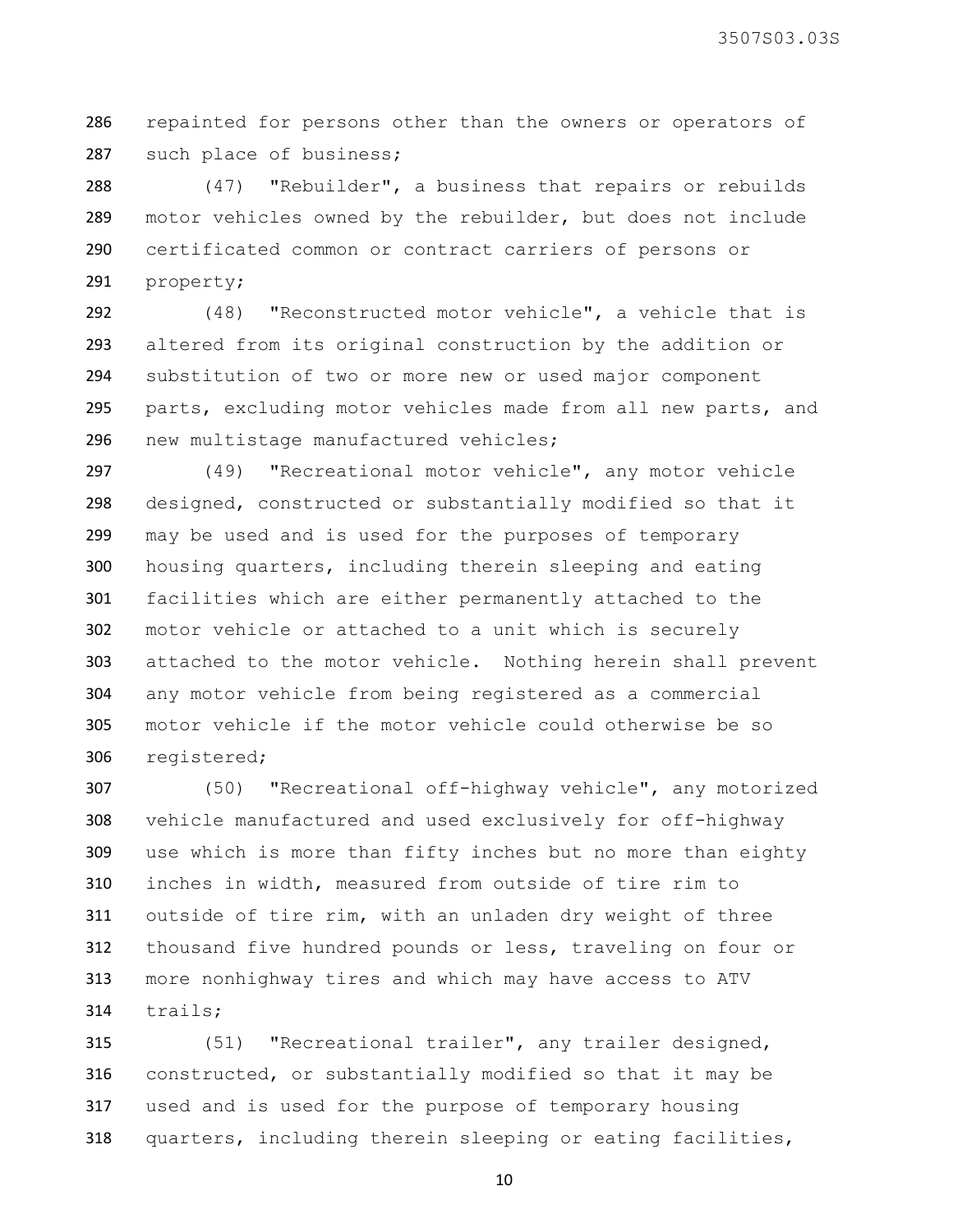repainted for persons other than the owners or operators of such place of business;

(47) "Rebuilder", a business that repairs or rebuilds motor vehicles owned by the rebuilder, but does not include certificated common or contract carriers of persons or property;

(48) "Reconstructed motor vehicle", a vehicle that is altered from its original construction by the addition or substitution of two or more new or used major component parts, excluding motor vehicles made from all new parts, and new multistage manufactured vehicles;

(49) "Recreational motor vehicle", any motor vehicle designed, constructed or substantially modified so that it may be used and is used for the purposes of temporary housing quarters, including therein sleeping and eating facilities which are either permanently attached to the motor vehicle or attached to a unit which is securely attached to the motor vehicle. Nothing herein shall prevent any motor vehicle from being registered as a commercial motor vehicle if the motor vehicle could otherwise be so registered;

(50) "Recreational off-highway vehicle", any motorized vehicle manufactured and used exclusively for off-highway use which is more than fifty inches but no more than eighty inches in width, measured from outside of tire rim to outside of tire rim, with an unladen dry weight of three thousand five hundred pounds or less, traveling on four or more nonhighway tires and which may have access to ATV trails;

(51) "Recreational trailer", any trailer designed, constructed, or substantially modified so that it may be used and is used for the purpose of temporary housing quarters, including therein sleeping or eating facilities,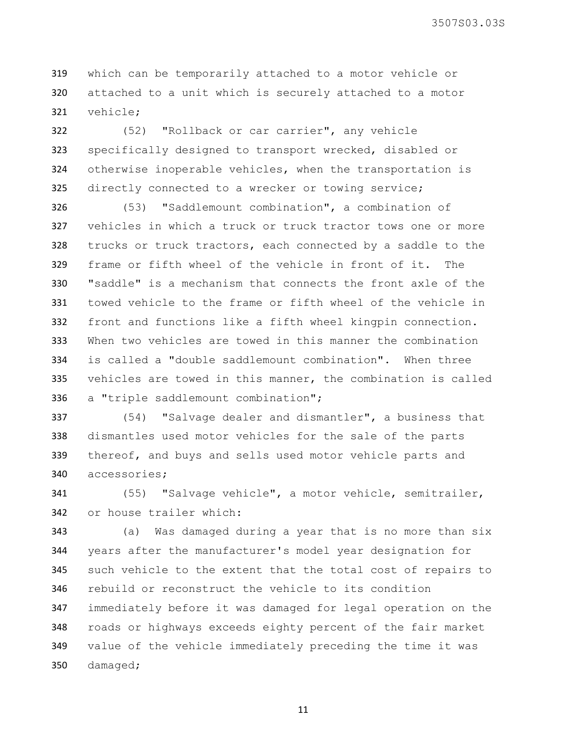which can be temporarily attached to a motor vehicle or attached to a unit which is securely attached to a motor vehicle;

(52) "Rollback or car carrier", any vehicle specifically designed to transport wrecked, disabled or otherwise inoperable vehicles, when the transportation is directly connected to a wrecker or towing service;

(53) "Saddlemount combination", a combination of vehicles in which a truck or truck tractor tows one or more trucks or truck tractors, each connected by a saddle to the frame or fifth wheel of the vehicle in front of it. The "saddle" is a mechanism that connects the front axle of the towed vehicle to the frame or fifth wheel of the vehicle in front and functions like a fifth wheel kingpin connection. When two vehicles are towed in this manner the combination is called a "double saddlemount combination". When three vehicles are towed in this manner, the combination is called a "triple saddlemount combination";

(54) "Salvage dealer and dismantler", a business that dismantles used motor vehicles for the sale of the parts thereof, and buys and sells used motor vehicle parts and accessories;

(55) "Salvage vehicle", a motor vehicle, semitrailer, or house trailer which:

(a) Was damaged during a year that is no more than six years after the manufacturer's model year designation for such vehicle to the extent that the total cost of repairs to rebuild or reconstruct the vehicle to its condition immediately before it was damaged for legal operation on the roads or highways exceeds eighty percent of the fair market value of the vehicle immediately preceding the time it was damaged;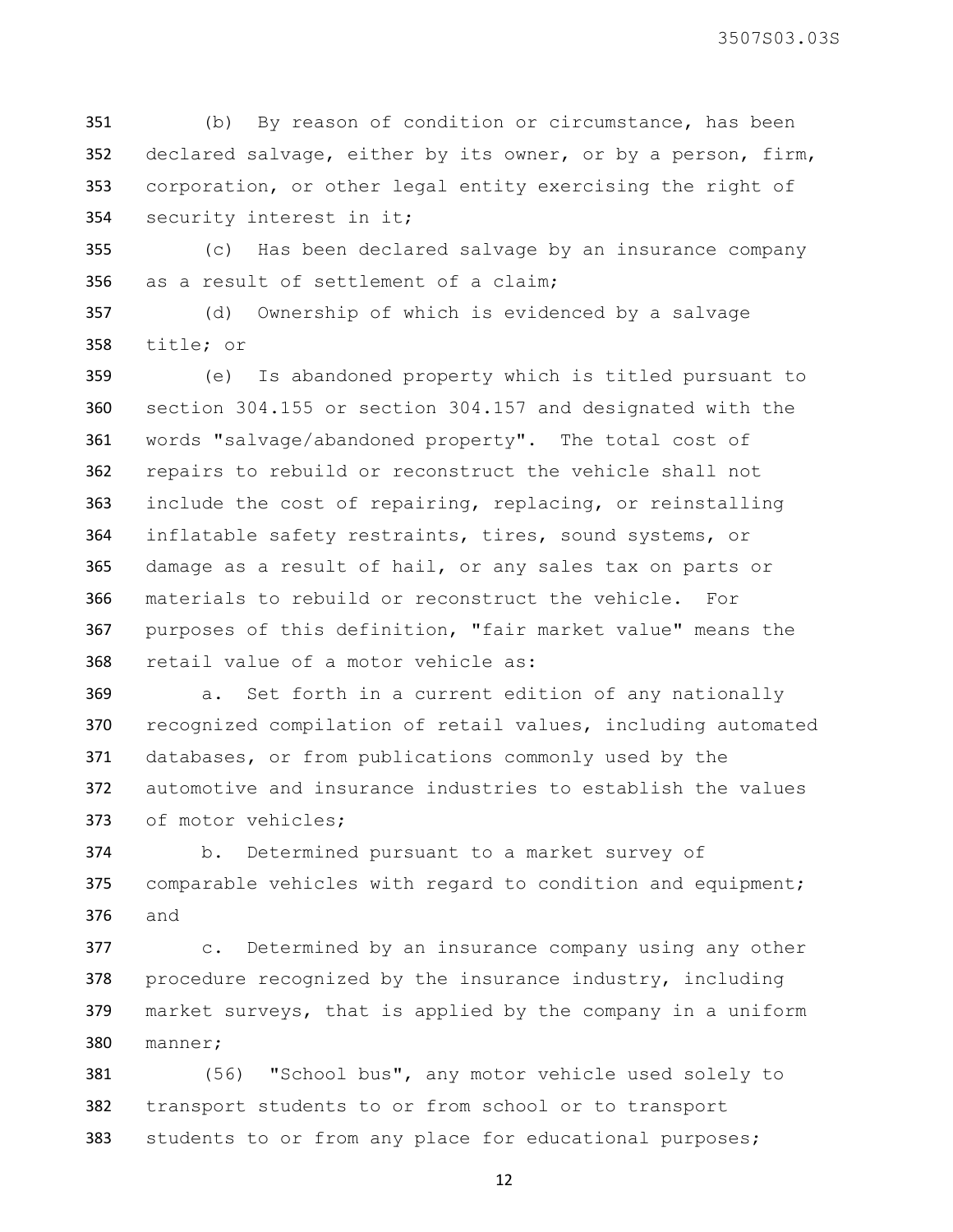(b) By reason of condition or circumstance, has been declared salvage, either by its owner, or by a person, firm, corporation, or other legal entity exercising the right of security interest in it;

(c) Has been declared salvage by an insurance company as a result of settlement of a claim;

(d) Ownership of which is evidenced by a salvage title; or

(e) Is abandoned property which is titled pursuant to section 304.155 or section 304.157 and designated with the words "salvage/abandoned property". The total cost of repairs to rebuild or reconstruct the vehicle shall not include the cost of repairing, replacing, or reinstalling inflatable safety restraints, tires, sound systems, or damage as a result of hail, or any sales tax on parts or materials to rebuild or reconstruct the vehicle. For purposes of this definition, "fair market value" means the retail value of a motor vehicle as:

a. Set forth in a current edition of any nationally recognized compilation of retail values, including automated databases, or from publications commonly used by the automotive and insurance industries to establish the values of motor vehicles;

b. Determined pursuant to a market survey of comparable vehicles with regard to condition and equipment; and

c. Determined by an insurance company using any other procedure recognized by the insurance industry, including market surveys, that is applied by the company in a uniform manner;

(56) "School bus", any motor vehicle used solely to transport students to or from school or to transport students to or from any place for educational purposes;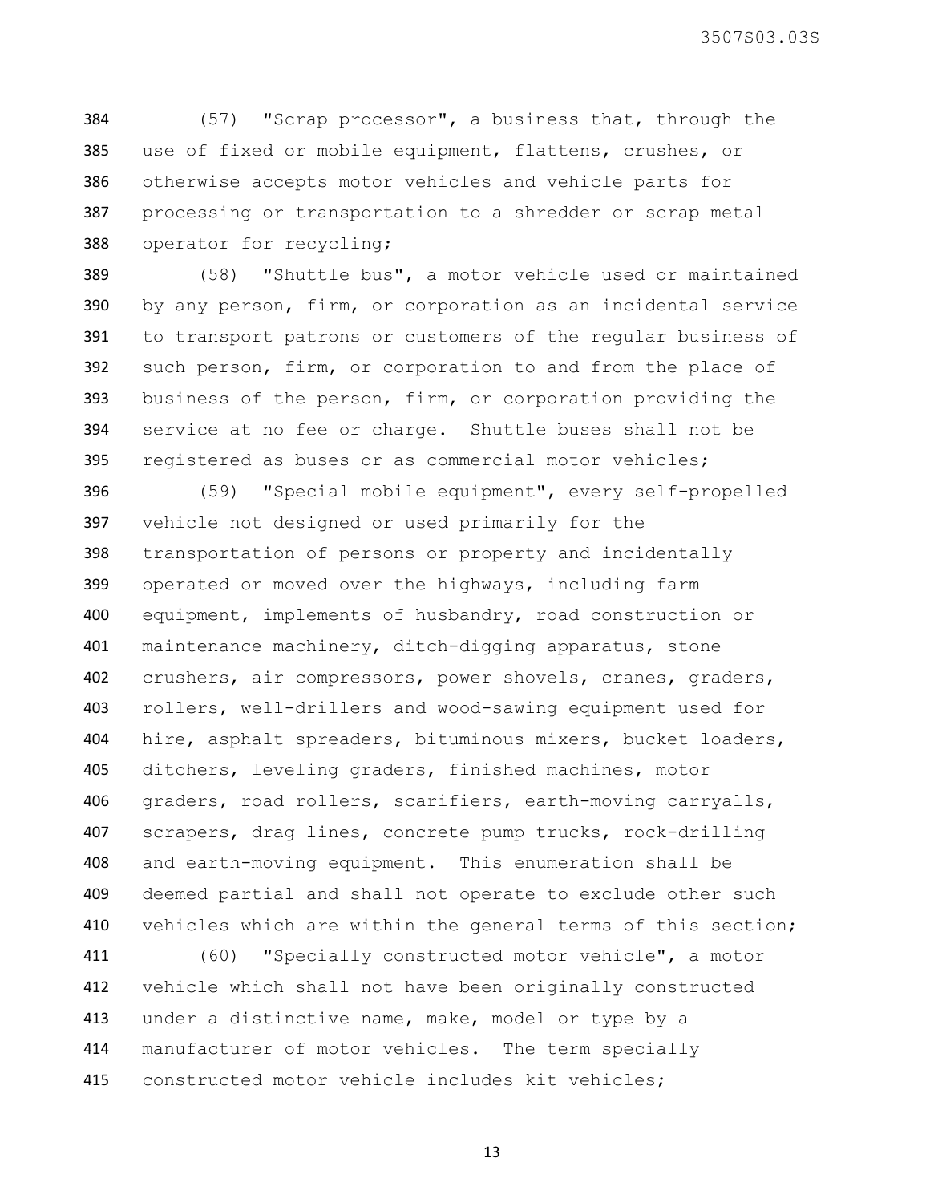(57) "Scrap processor", a business that, through the use of fixed or mobile equipment, flattens, crushes, or otherwise accepts motor vehicles and vehicle parts for processing or transportation to a shredder or scrap metal operator for recycling;

(58) "Shuttle bus", a motor vehicle used or maintained by any person, firm, or corporation as an incidental service to transport patrons or customers of the regular business of such person, firm, or corporation to and from the place of business of the person, firm, or corporation providing the service at no fee or charge. Shuttle buses shall not be registered as buses or as commercial motor vehicles;

(59) "Special mobile equipment", every self-propelled vehicle not designed or used primarily for the transportation of persons or property and incidentally operated or moved over the highways, including farm equipment, implements of husbandry, road construction or maintenance machinery, ditch-digging apparatus, stone crushers, air compressors, power shovels, cranes, graders, rollers, well-drillers and wood-sawing equipment used for hire, asphalt spreaders, bituminous mixers, bucket loaders, ditchers, leveling graders, finished machines, motor graders, road rollers, scarifiers, earth-moving carryalls, scrapers, drag lines, concrete pump trucks, rock-drilling and earth-moving equipment. This enumeration shall be deemed partial and shall not operate to exclude other such vehicles which are within the general terms of this section;

(60) "Specially constructed motor vehicle", a motor vehicle which shall not have been originally constructed under a distinctive name, make, model or type by a manufacturer of motor vehicles. The term specially constructed motor vehicle includes kit vehicles;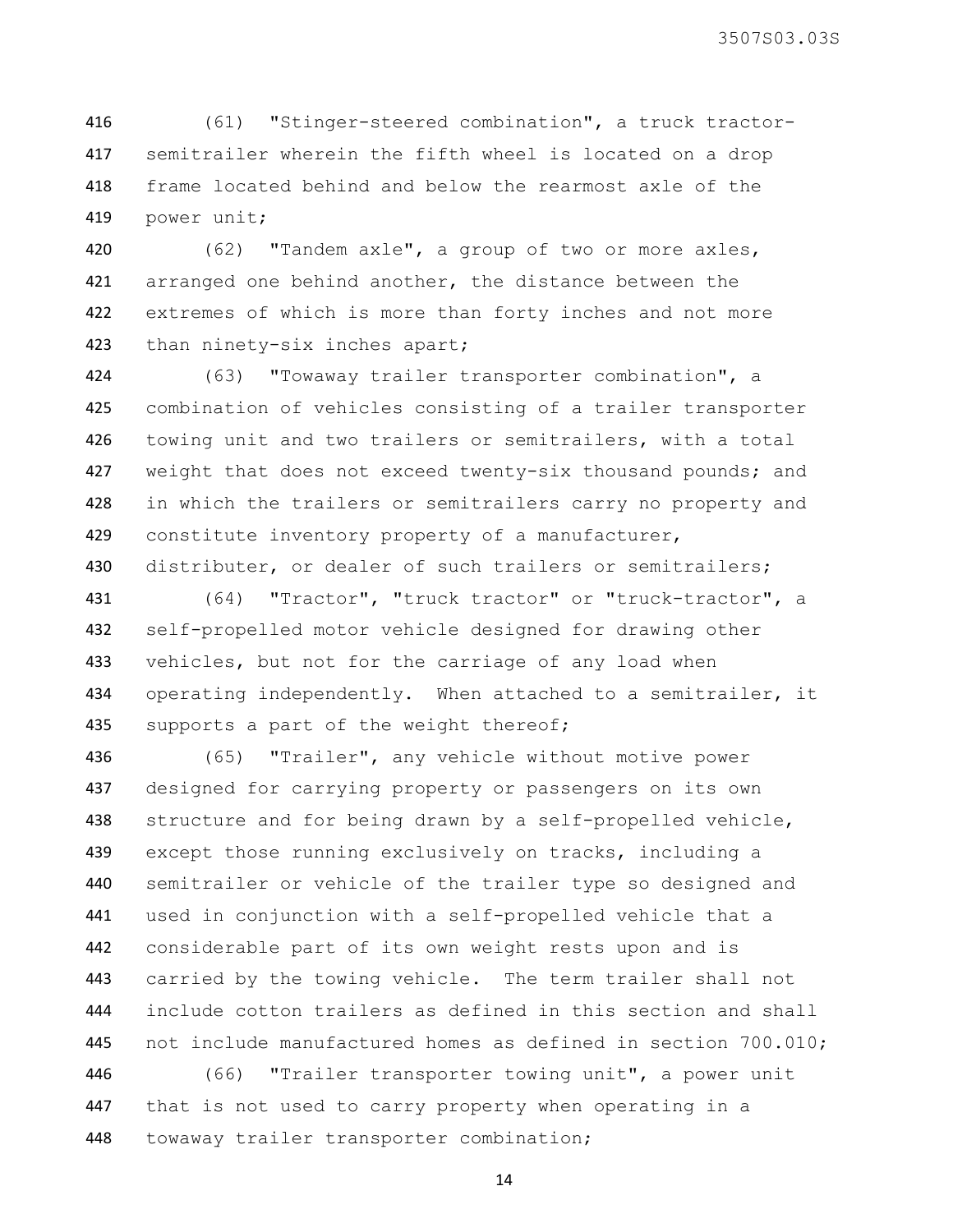(61) "Stinger-steered combination", a truck tractor-semitrailer wherein the fifth wheel is located on a drop frame located behind and below the rearmost axle of the power unit;

(62) "Tandem axle", a group of two or more axles, arranged one behind another, the distance between the extremes of which is more than forty inches and not more than ninety-six inches apart;

(63) "Towaway trailer transporter combination", a combination of vehicles consisting of a trailer transporter towing unit and two trailers or semitrailers, with a total weight that does not exceed twenty-six thousand pounds; and in which the trailers or semitrailers carry no property and constitute inventory property of a manufacturer, distributer, or dealer of such trailers or semitrailers;

(64) "Tractor", "truck tractor" or "truck-tractor", a self-propelled motor vehicle designed for drawing other vehicles, but not for the carriage of any load when operating independently. When attached to a semitrailer, it supports a part of the weight thereof;

(65) "Trailer", any vehicle without motive power designed for carrying property or passengers on its own structure and for being drawn by a self-propelled vehicle, except those running exclusively on tracks, including a semitrailer or vehicle of the trailer type so designed and used in conjunction with a self-propelled vehicle that a considerable part of its own weight rests upon and is carried by the towing vehicle. The term trailer shall not include cotton trailers as defined in this section and shall not include manufactured homes as defined in section 700.010;

(66) "Trailer transporter towing unit", a power unit that is not used to carry property when operating in a towaway trailer transporter combination;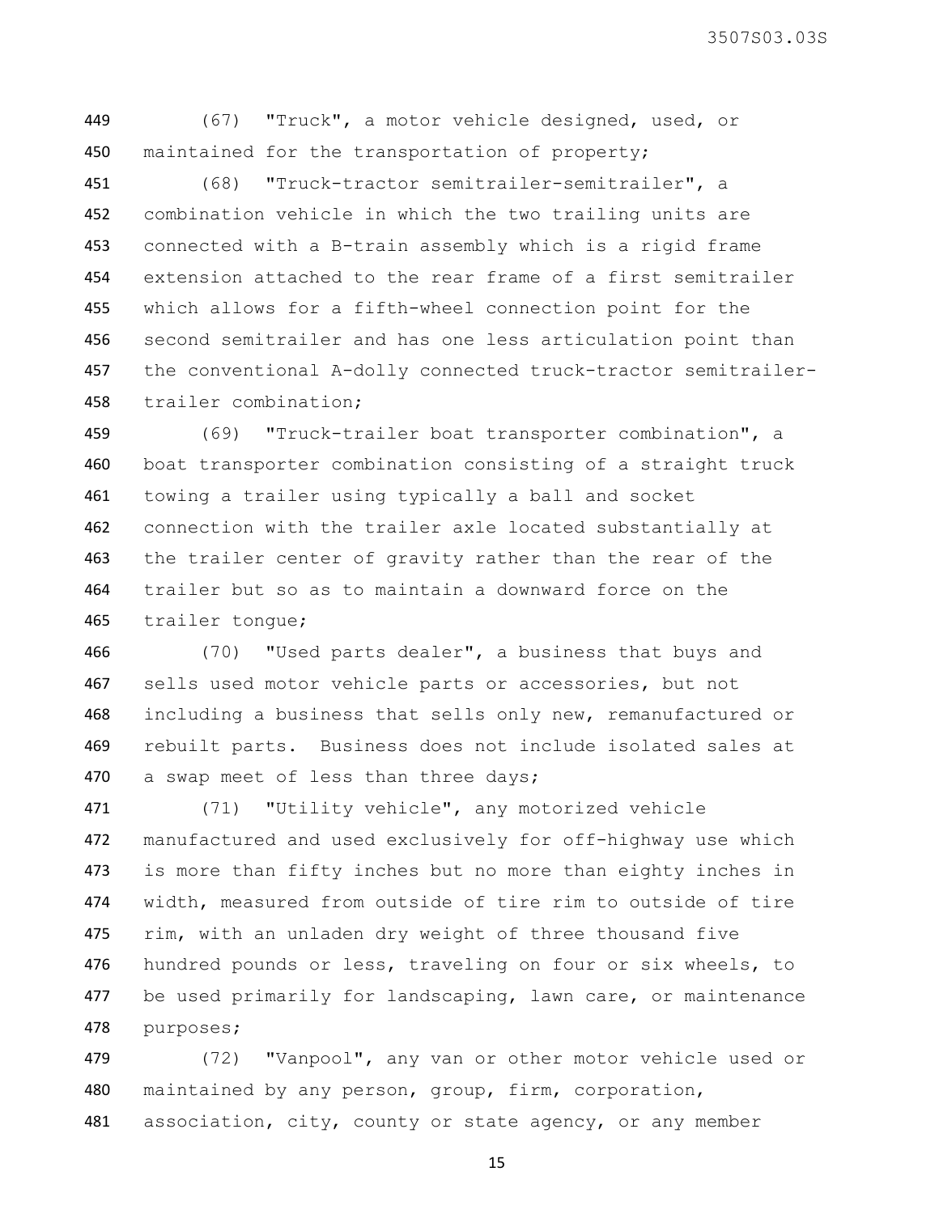(67) "Truck", a motor vehicle designed, used, or maintained for the transportation of property;

(68) "Truck-tractor semitrailer-semitrailer", a combination vehicle in which the two trailing units are connected with a B-train assembly which is a rigid frame extension attached to the rear frame of a first semitrailer which allows for a fifth-wheel connection point for the second semitrailer and has one less articulation point than the conventional A-dolly connected truck-tractor semitrailer-trailer combination;

(69) "Truck-trailer boat transporter combination", a boat transporter combination consisting of a straight truck towing a trailer using typically a ball and socket connection with the trailer axle located substantially at the trailer center of gravity rather than the rear of the trailer but so as to maintain a downward force on the trailer tongue;

(70) "Used parts dealer", a business that buys and sells used motor vehicle parts or accessories, but not including a business that sells only new, remanufactured or rebuilt parts. Business does not include isolated sales at a swap meet of less than three days;

(71) "Utility vehicle", any motorized vehicle manufactured and used exclusively for off-highway use which is more than fifty inches but no more than eighty inches in width, measured from outside of tire rim to outside of tire rim, with an unladen dry weight of three thousand five hundred pounds or less, traveling on four or six wheels, to be used primarily for landscaping, lawn care, or maintenance purposes;

(72) "Vanpool", any van or other motor vehicle used or maintained by any person, group, firm, corporation, association, city, county or state agency, or any member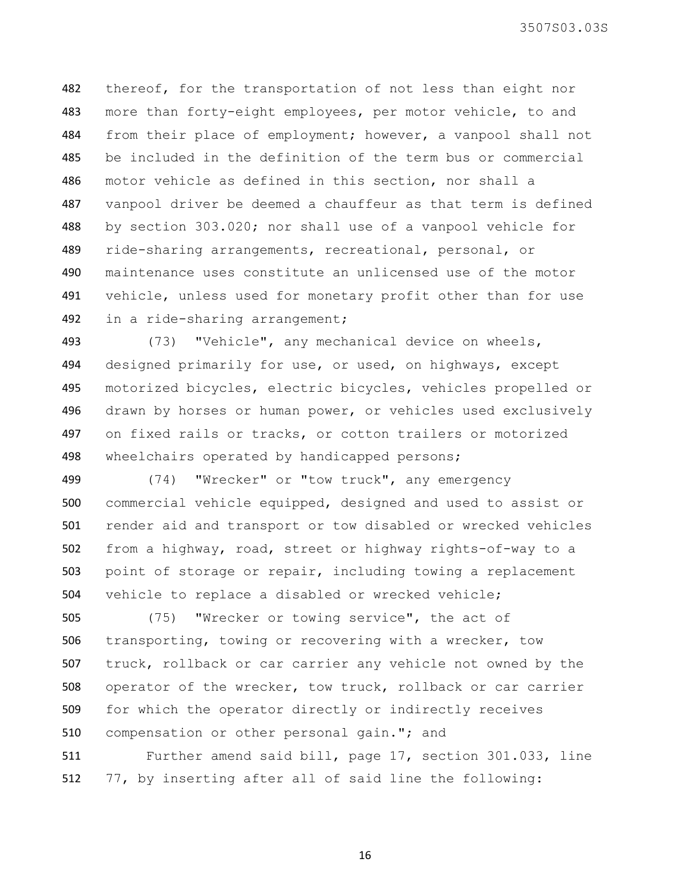thereof, for the transportation of not less than eight nor more than forty-eight employees, per motor vehicle, to and from their place of employment; however, a vanpool shall not be included in the definition of the term bus or commercial motor vehicle as defined in this section, nor shall a vanpool driver be deemed a chauffeur as that term is defined by section 303.020; nor shall use of a vanpool vehicle for ride-sharing arrangements, recreational, personal, or maintenance uses constitute an unlicensed use of the motor vehicle, unless used for monetary profit other than for use in a ride-sharing arrangement;

(73) "Vehicle", any mechanical device on wheels, designed primarily for use, or used, on highways, except motorized bicycles, electric bicycles, vehicles propelled or drawn by horses or human power, or vehicles used exclusively on fixed rails or tracks, or cotton trailers or motorized wheelchairs operated by handicapped persons;

(74) "Wrecker" or "tow truck", any emergency commercial vehicle equipped, designed and used to assist or render aid and transport or tow disabled or wrecked vehicles from a highway, road, street or highway rights-of-way to a point of storage or repair, including towing a replacement vehicle to replace a disabled or wrecked vehicle;

(75) "Wrecker or towing service", the act of transporting, towing or recovering with a wrecker, tow truck, rollback or car carrier any vehicle not owned by the operator of the wrecker, tow truck, rollback or car carrier for which the operator directly or indirectly receives compensation or other personal gain."; and

Further amend said bill, page 17, section 301.033, line 77, by inserting after all of said line the following: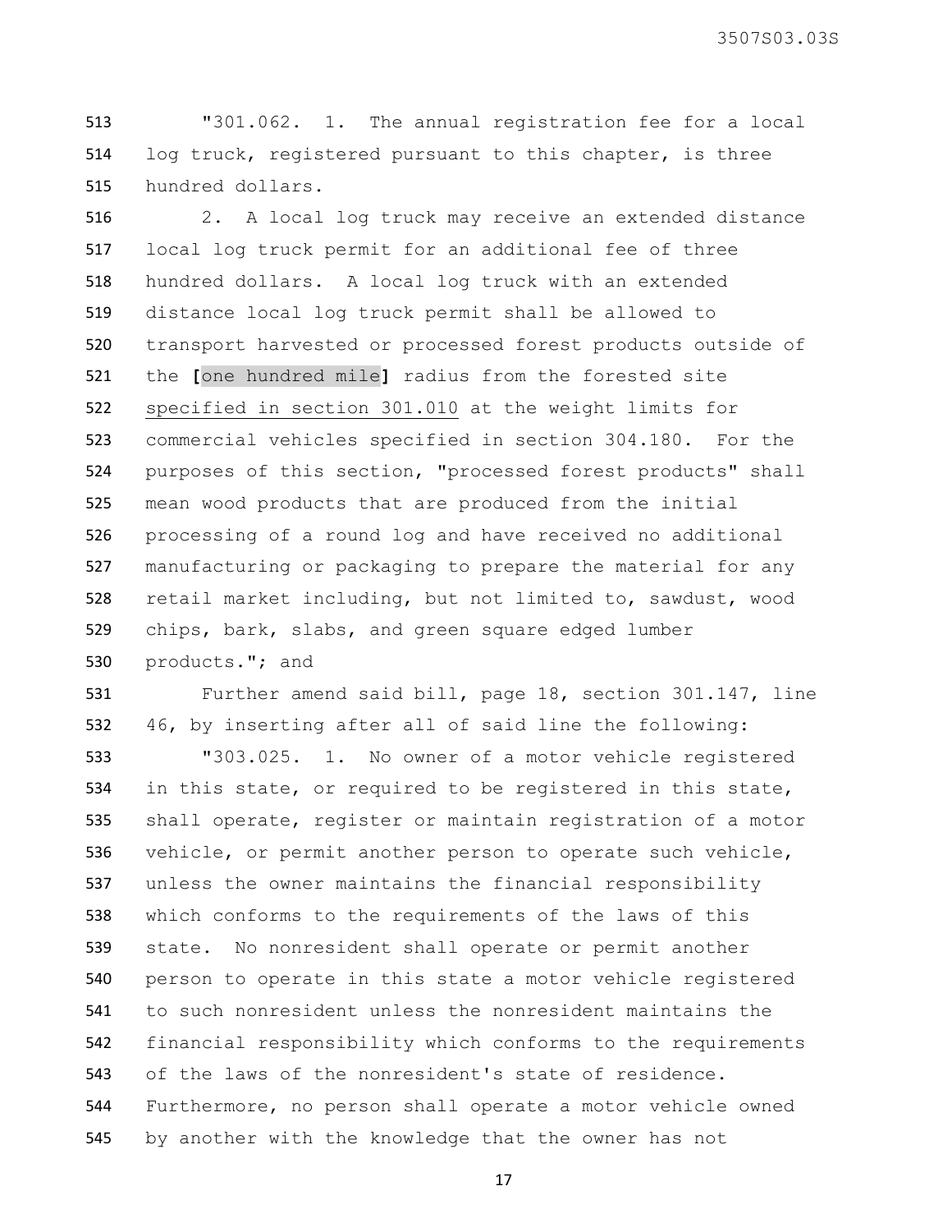"301.062. 1. The annual registration fee for a local log truck, registered pursuant to this chapter, is three hundred dollars.

2. A local log truck may receive an extended distance local log truck permit for an additional fee of three hundred dollars. A local log truck with an extended distance local log truck permit shall be allowed to transport harvested or processed forest products outside of the [one hundred mile] radius from the forested site <u>specified in section 301.010</u> at the weight limits for commercial vehicles specified in section 304.180. For the purposes of this section, "processed forest products" shall mean wood products that are produced from the initial processing of a round log and have received no additional manufacturing or packaging to prepare the material for any retail market including, but not limited to, sawdust, wood chips, bark, slabs, and green square edged lumber products."; and

Further amend said bill, page 18, section 301.147, line 46, by inserting after all of said line the following:

"303.025. 1. No owner of a motor vehicle registered in this state, or required to be registered in this state, shall operate, register or maintain registration of a motor vehicle, or permit another person to operate such vehicle, unless the owner maintains the financial responsibility which conforms to the requirements of the laws of this state. No nonresident shall operate or permit another person to operate in this state a motor vehicle registered to such nonresident unless the nonresident maintains the financial responsibility which conforms to the requirements of the laws of the nonresident's state of residence. Furthermore, no person shall operate a motor vehicle owned by another with the knowledge that the owner has not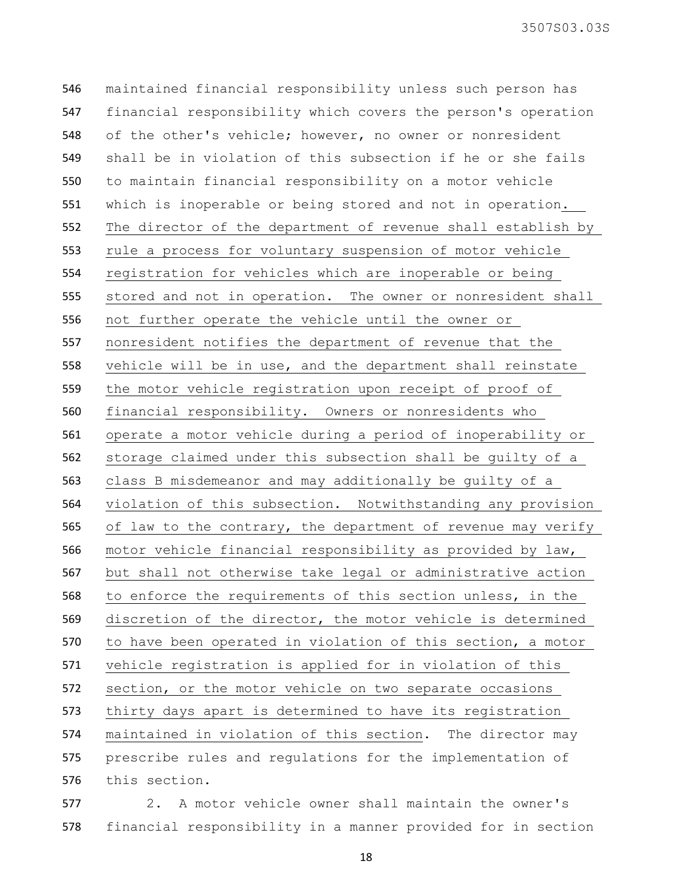maintained financial responsibility unless such person has financial responsibility which covers the person's operation of the other's vehicle; however, no owner or nonresident shall be in violation of this subsection if he or she fails to maintain financial responsibility on a motor vehicle which is inoperable or being stored and not in operation. The director of the department of revenue shall establish by rule a process for voluntary suspension of motor vehicle registration for vehicles which are inoperable or being stored and not in operation. The owner or nonresident shall not further operate the vehicle until the owner or nonresident notifies the department of revenue that the vehicle will be in use, and the department shall reinstate the motor vehicle registration upon receipt of proof of financial responsibility. Owners or nonresidents who operate a motor vehicle during a period of inoperability or storage claimed under this subsection shall be guilty of a class B misdemeanor and may additionally be guilty of a violation of this subsection. Notwithstanding any provision of law to the contrary, the department of revenue may verify motor vehicle financial responsibility as provided by law, but shall not otherwise take legal or administrative action to enforce the requirements of this section unless, in the discretion of the director, the motor vehicle is determined to have been operated in violation of this section, a motor vehicle registration is applied for in violation of this section, or the motor vehicle on two separate occasions thirty days apart is determined to have its registration maintained in violation of this section. The director may prescribe rules and regulations for the implementation of this section.

2. A motor vehicle owner shall maintain the owner's financial responsibility in a manner provided for in section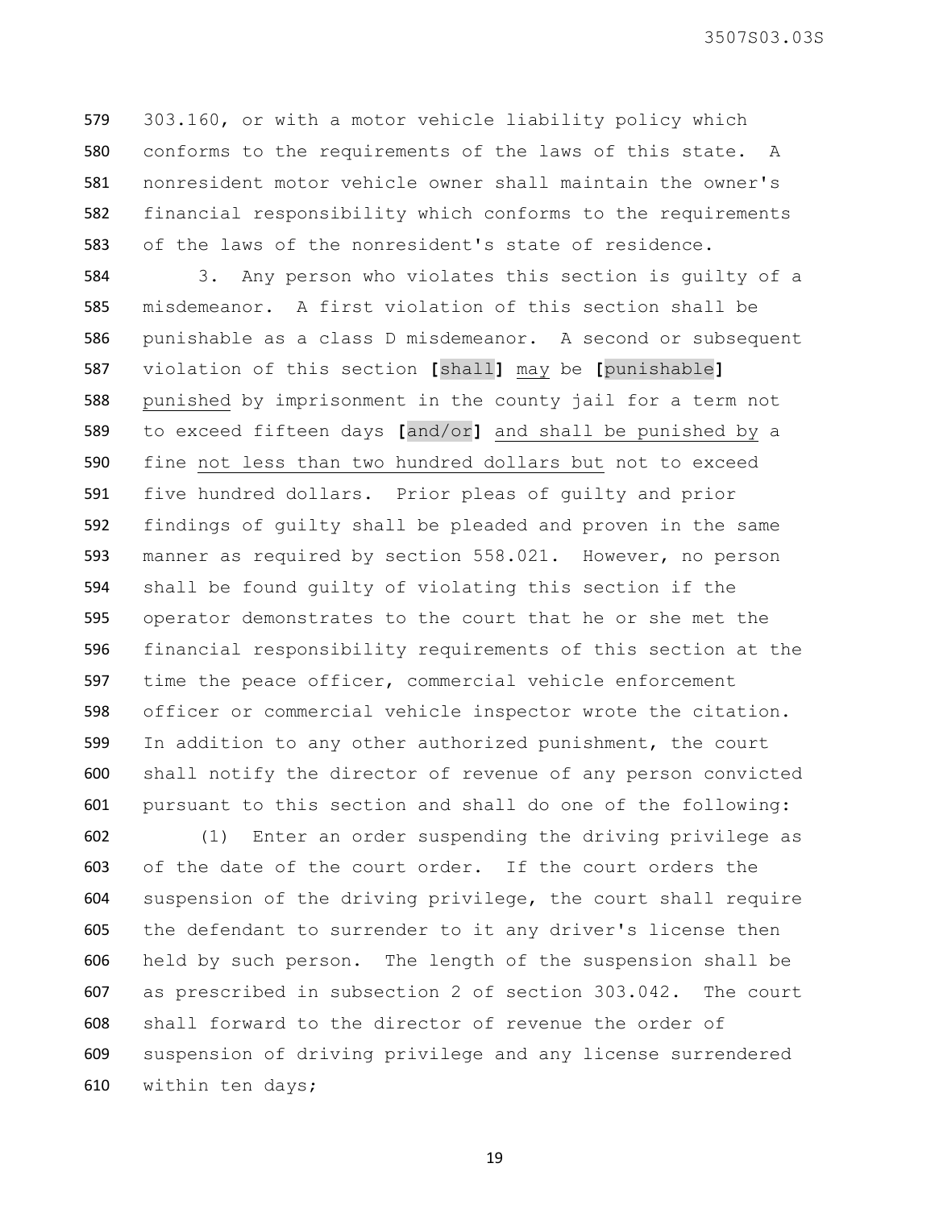303.160, or with a motor vehicle liability policy which conforms to the requirements of the laws of this state. A nonresident motor vehicle owner shall maintain the owner's financial responsibility which conforms to the requirements of the laws of the nonresident's state of residence.

3. Any person who violates this section is guilty of a misdemeanor. A first violation of this section shall be punishable as a class D misdemeanor. A second or subsequent violation of this section [shall] <u>may</u> be [punishable] <u>punished</u> by imprisonment in the county jail for a term not to exceed fifteen days [and/or] <u>and shall be punished by</u> a fine <u>not less than two hundred dollars but</u> not to exceed five hundred dollars. Prior pleas of guilty and prior findings of guilty shall be pleaded and proven in the same manner as required by section 558.021. However, no person shall be found guilty of violating this section if the operator demonstrates to the court that he or she met the financial responsibility requirements of this section at the time the peace officer, commercial vehicle enforcement officer or commercial vehicle inspector wrote the citation. In addition to any other authorized punishment, the court shall notify the director of revenue of any person convicted pursuant to this section and shall do one of the following:

(1) Enter an order suspending the driving privilege as of the date of the court order. If the court orders the suspension of the driving privilege, the court shall require the defendant to surrender to it any driver's license then held by such person. The length of the suspension shall be as prescribed in subsection 2 of section 303.042. The court shall forward to the director of revenue the order of suspension of driving privilege and any license surrendered within ten days;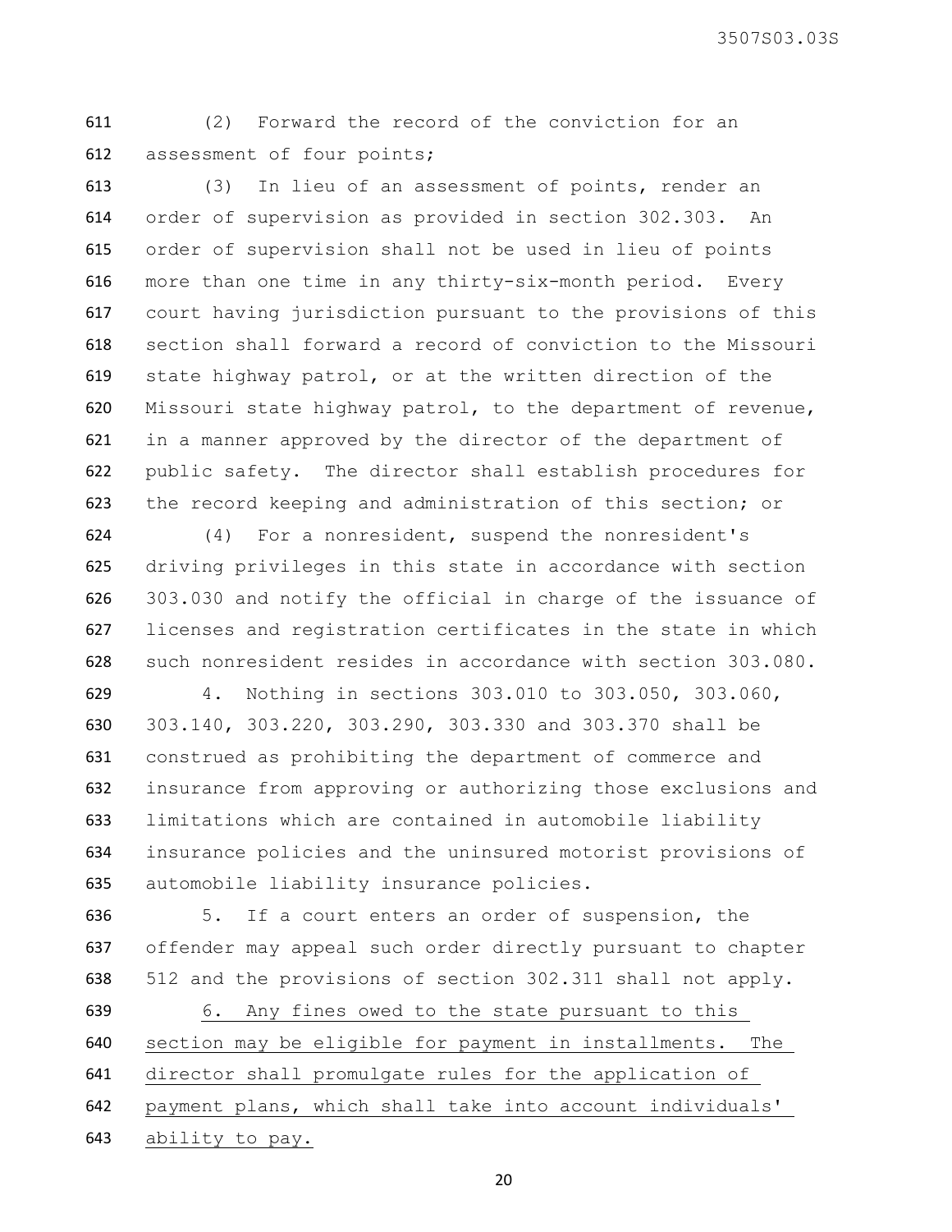(2) Forward the record of the conviction for an assessment of four points;

(3) In lieu of an assessment of points, render an order of supervision as provided in section 302.303. An order of supervision shall not be used in lieu of points more than one time in any thirty-six-month period. Every court having jurisdiction pursuant to the provisions of this section shall forward a record of conviction to the Missouri state highway patrol, or at the written direction of the Missouri state highway patrol, to the department of revenue, in a manner approved by the director of the department of public safety. The director shall establish procedures for the record keeping and administration of this section; or

(4) For a nonresident, suspend the nonresident's driving privileges in this state in accordance with section 303.030 and notify the official in charge of the issuance of licenses and registration certificates in the state in which such nonresident resides in accordance with section 303.080.

4. Nothing in sections 303.010 to 303.050, 303.060, 303.140, 303.220, 303.290, 303.330 and 303.370 shall be construed as prohibiting the department of commerce and insurance from approving or authorizing those exclusions and limitations which are contained in automobile liability insurance policies and the uninsured motorist provisions of automobile liability insurance policies.

5. If a court enters an order of suspension, the offender may appeal such order directly pursuant to chapter 512 and the provisions of section 302.311 shall not apply.

<u>6. Any fines owed to the state pursuant to this section may be eligible for payment in installments. The director shall promulgate rules for the application of payment plans, which shall take into account individuals' ability to pay.</u>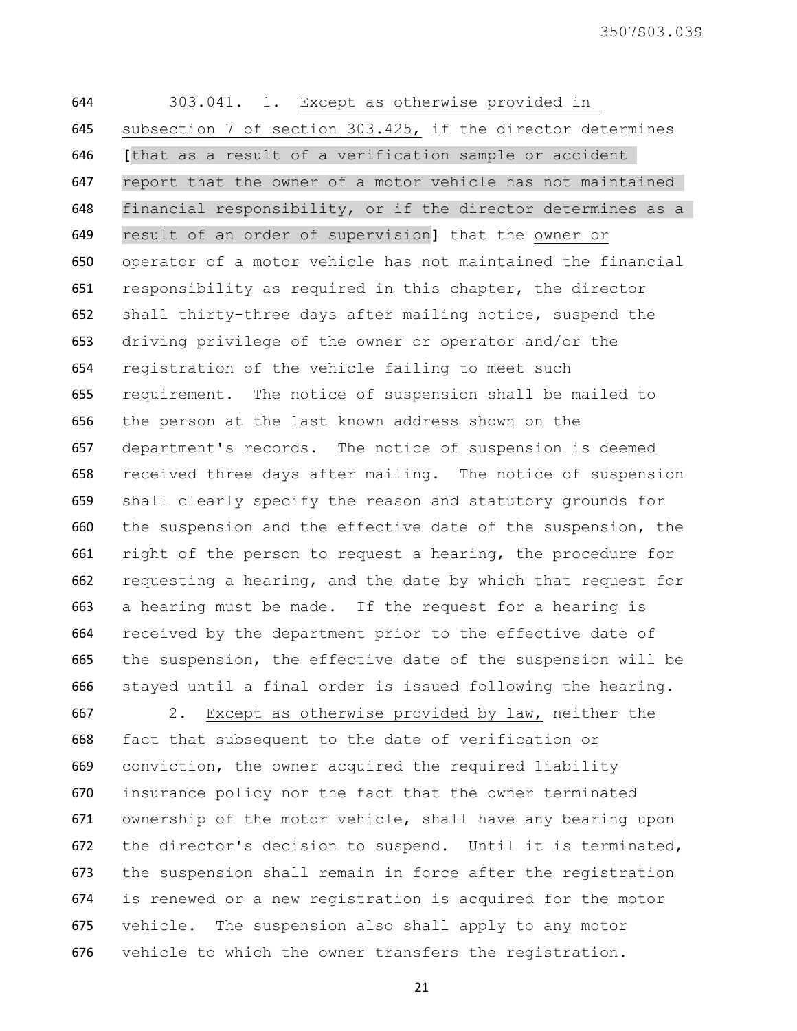303.041. 1. Except as otherwise provided in subsection 7 of section 303.425, if the director determines [that as a result of a verification sample or accident report that the owner of a motor vehicle has not maintained financial responsibility, or if the director determines as a result of an order of supervision] that the owner or operator of a motor vehicle has not maintained the financial responsibility as required in this chapter, the director shall thirty-three days after mailing notice, suspend the driving privilege of the owner or operator and/or the registration of the vehicle failing to meet such requirement. The notice of suspension shall be mailed to the person at the last known address shown on the department's records. The notice of suspension is deemed received three days after mailing. The notice of suspension shall clearly specify the reason and statutory grounds for the suspension and the effective date of the suspension, the right of the person to request a hearing, the procedure for requesting a hearing, and the date by which that request for a hearing must be made. If the request for a hearing is received by the department prior to the effective date of the suspension, the effective date of the suspension will be stayed until a final order is issued following the hearing.

2. Except as otherwise provided by law, neither the fact that subsequent to the date of verification or conviction, the owner acquired the required liability insurance policy nor the fact that the owner terminated ownership of the motor vehicle, shall have any bearing upon the director's decision to suspend. Until it is terminated, the suspension shall remain in force after the registration is renewed or a new registration is acquired for the motor vehicle. The suspension also shall apply to any motor vehicle to which the owner transfers the registration.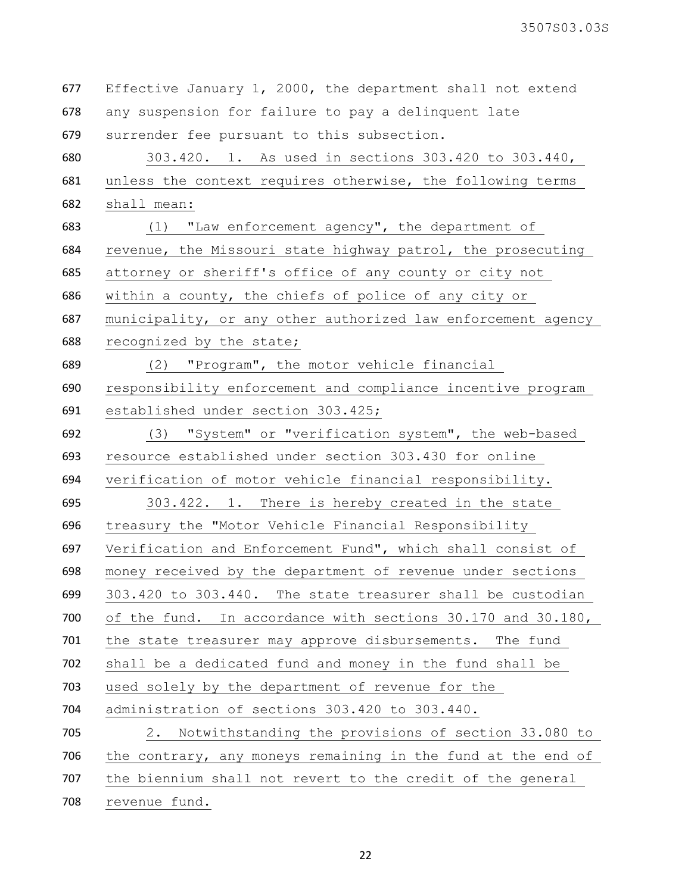Effective January 1, 2000, the department shall not extend any suspension for failure to pay a delinquent late surrender fee pursuant to this subsection.

303.420. 1. As used in sections 303.420 to 303.440, unless the context requires otherwise, the following terms shall mean:

(1) "Law enforcement agency", the department of revenue, the Missouri state highway patrol, the prosecuting attorney or sheriff's office of any county or city not within a county, the chiefs of police of any city or municipality, or any other authorized law enforcement agency recognized by the state;

(2) "Program", the motor vehicle financial responsibility enforcement and compliance incentive program established under section 303.425;

(3) "System" or "verification system", the web-based resource established under section 303.430 for online verification of motor vehicle financial responsibility.

303.422. 1. There is hereby created in the state treasury the "Motor Vehicle Financial Responsibility Verification and Enforcement Fund", which shall consist of money received by the department of revenue under sections 303.420 to 303.440. The state treasurer shall be custodian of the fund. In accordance with sections 30.170 and 30.180, the state treasurer may approve disbursements. The fund shall be a dedicated fund and money in the fund shall be used solely by the department of revenue for the administration of sections 303.420 to 303.440.

2. Notwithstanding the provisions of section 33.080 to the contrary, any moneys remaining in the fund at the end of the biennium shall not revert to the credit of the general revenue fund.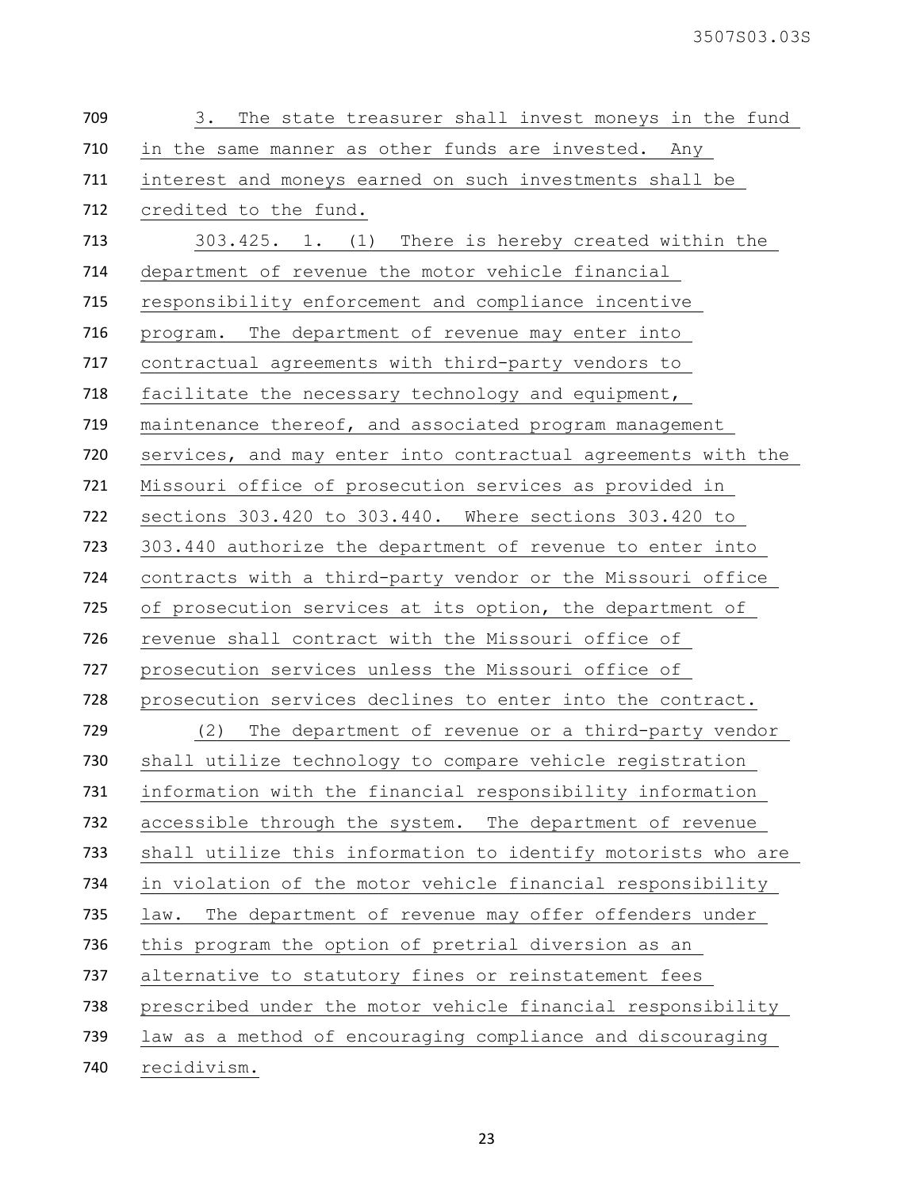3. The state treasurer shall invest moneys in the fund in the same manner as other funds are invested. Any interest and moneys earned on such investments shall be credited to the fund.

303.425. 1. (1) There is hereby created within the department of revenue the motor vehicle financial responsibility enforcement and compliance incentive program. The department of revenue may enter into contractual agreements with third-party vendors to facilitate the necessary technology and equipment, maintenance thereof, and associated program management services, and may enter into contractual agreements with the Missouri office of prosecution services as provided in sections 303.420 to 303.440. Where sections 303.420 to 303.440 authorize the department of revenue to enter into contracts with a third-party vendor or the Missouri office of prosecution services at its option, the department of revenue shall contract with the Missouri office of prosecution services unless the Missouri office of prosecution services declines to enter into the contract.

(2) The department of revenue or a third-party vendor shall utilize technology to compare vehicle registration information with the financial responsibility information accessible through the system. The department of revenue shall utilize this information to identify motorists who are in violation of the motor vehicle financial responsibility law. The department of revenue may offer offenders under this program the option of pretrial diversion as an alternative to statutory fines or reinstatement fees prescribed under the motor vehicle financial responsibility law as a method of encouraging compliance and discouraging recidivism.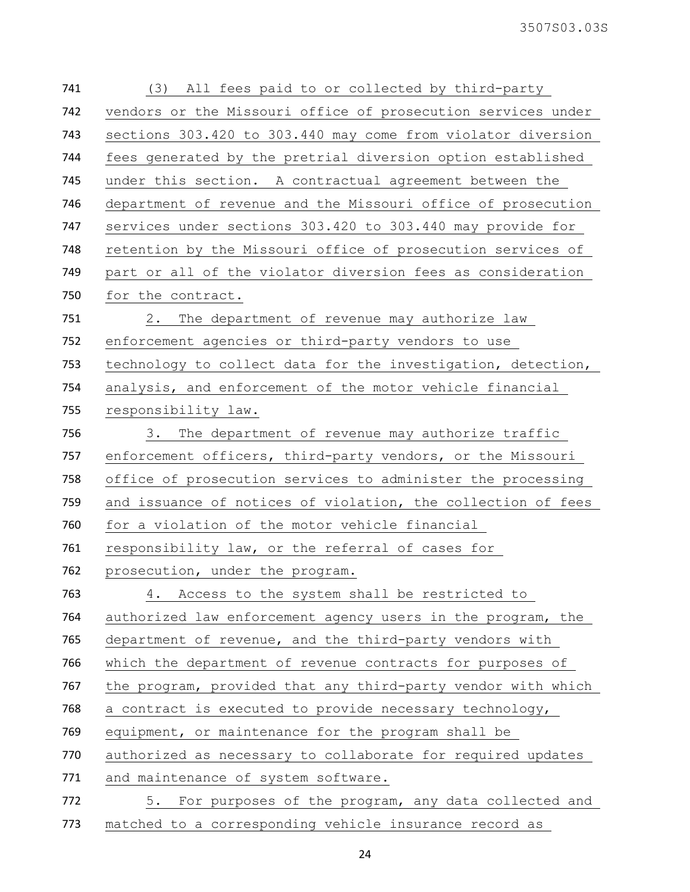(3) All fees paid to or collected by third-party vendors or the Missouri office of prosecution services under sections 303.420 to 303.440 may come from violator diversion fees generated by the pretrial diversion option established under this section. A contractual agreement between the department of revenue and the Missouri office of prosecution services under sections 303.420 to 303.440 may provide for retention by the Missouri office of prosecution services of part or all of the violator diversion fees as consideration for the contract.

2. The department of revenue may authorize law enforcement agencies or third-party vendors to use technology to collect data for the investigation, detection, analysis, and enforcement of the motor vehicle financial responsibility law.

3. The department of revenue may authorize traffic enforcement officers, third-party vendors, or the Missouri office of prosecution services to administer the processing and issuance of notices of violation, the collection of fees for a violation of the motor vehicle financial responsibility law, or the referral of cases for prosecution, under the program.

4. Access to the system shall be restricted to authorized law enforcement agency users in the program, the department of revenue, and the third-party vendors with which the department of revenue contracts for purposes of the program, provided that any third-party vendor with which a contract is executed to provide necessary technology, equipment, or maintenance for the program shall be authorized as necessary to collaborate for required updates and maintenance of system software.

5. For purposes of the program, any data collected and matched to a corresponding vehicle insurance record as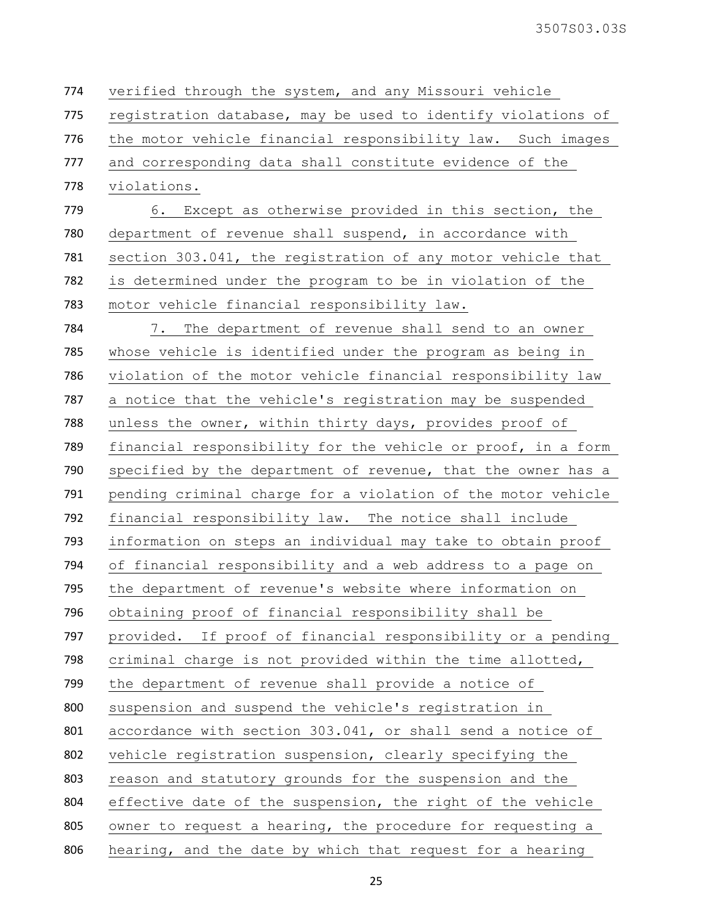verified through the system, and any Missouri vehicle registration database, may be used to identify violations of the motor vehicle financial responsibility law. Such images and corresponding data shall constitute evidence of the violations.

6. Except as otherwise provided in this section, the department of revenue shall suspend, in accordance with section 303.041, the registration of any motor vehicle that is determined under the program to be in violation of the motor vehicle financial responsibility law.

7. The department of revenue shall send to an owner whose vehicle is identified under the program as being in violation of the motor vehicle financial responsibility law a notice that the vehicle's registration may be suspended unless the owner, within thirty days, provides proof of financial responsibility for the vehicle or proof, in a form specified by the department of revenue, that the owner has a pending criminal charge for a violation of the motor vehicle financial responsibility law. The notice shall include information on steps an individual may take to obtain proof of financial responsibility and a web address to a page on the department of revenue's website where information on obtaining proof of financial responsibility shall be provided. If proof of financial responsibility or a pending criminal charge is not provided within the time allotted, the department of revenue shall provide a notice of suspension and suspend the vehicle's registration in accordance with section 303.041, or shall send a notice of vehicle registration suspension, clearly specifying the reason and statutory grounds for the suspension and the effective date of the suspension, the right of the vehicle owner to request a hearing, the procedure for requesting a hearing, and the date by which that request for a hearing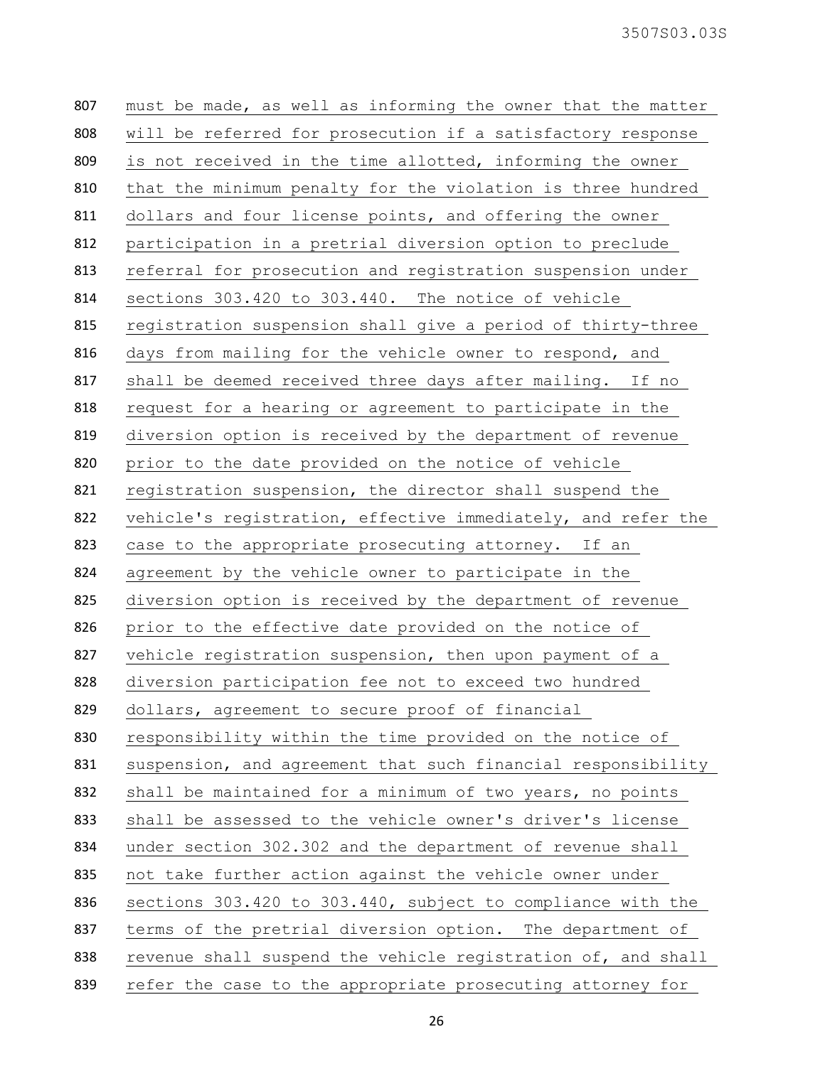must be made, as well as informing the owner that the matter will be referred for prosecution if a satisfactory response is not received in the time allotted, informing the owner that the minimum penalty for the violation is three hundred dollars and four license points, and offering the owner participation in a pretrial diversion option to preclude referral for prosecution and registration suspension under sections 303.420 to 303.440. The notice of vehicle registration suspension shall give a period of thirty-three days from mailing for the vehicle owner to respond, and shall be deemed received three days after mailing. If no request for a hearing or agreement to participate in the diversion option is received by the department of revenue prior to the date provided on the notice of vehicle registration suspension, the director shall suspend the vehicle's registration, effective immediately, and refer the case to the appropriate prosecuting attorney. If an agreement by the vehicle owner to participate in the diversion option is received by the department of revenue prior to the effective date provided on the notice of vehicle registration suspension, then upon payment of a diversion participation fee not to exceed two hundred dollars, agreement to secure proof of financial responsibility within the time provided on the notice of suspension, and agreement that such financial responsibility shall be maintained for a minimum of two years, no points shall be assessed to the vehicle owner's driver's license under section 302.302 and the department of revenue shall not take further action against the vehicle owner under sections 303.420 to 303.440, subject to compliance with the terms of the pretrial diversion option. The department of revenue shall suspend the vehicle registration of, and shall refer the case to the appropriate prosecuting attorney for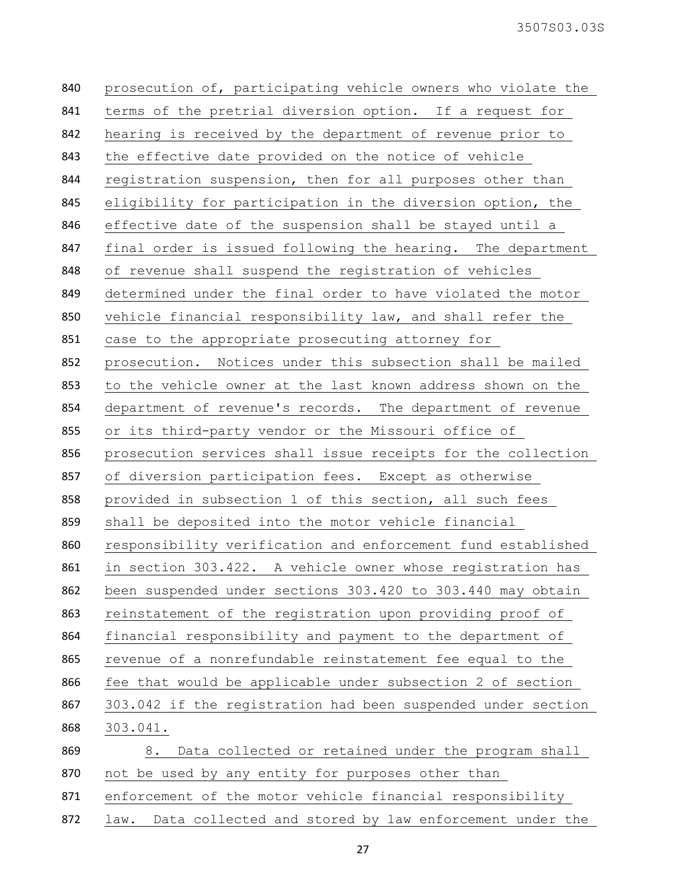prosecution of, participating vehicle owners who violate the terms of the pretrial diversion option. If a request for hearing is received by the department of revenue prior to the effective date provided on the notice of vehicle registration suspension, then for all purposes other than eligibility for participation in the diversion option, the effective date of the suspension shall be stayed until a final order is issued following the hearing. The department of revenue shall suspend the registration of vehicles determined under the final order to have violated the motor vehicle financial responsibility law, and shall refer the case to the appropriate prosecuting attorney for prosecution. Notices under this subsection shall be mailed to the vehicle owner at the last known address shown on the department of revenue's records. The department of revenue or its third-party vendor or the Missouri office of prosecution services shall issue receipts for the collection of diversion participation fees. Except as otherwise provided in subsection 1 of this section, all such fees shall be deposited into the motor vehicle financial responsibility verification and enforcement fund established in section 303.422. A vehicle owner whose registration has been suspended under sections 303.420 to 303.440 may obtain reinstatement of the registration upon providing proof of financial responsibility and payment to the department of revenue of a nonrefundable reinstatement fee equal to the fee that would be applicable under subsection 2 of section 303.042 if the registration had been suspended under section 303.041.

8. Data collected or retained under the program shall not be used by any entity for purposes other than enforcement of the motor vehicle financial responsibility law. Data collected and stored by law enforcement under the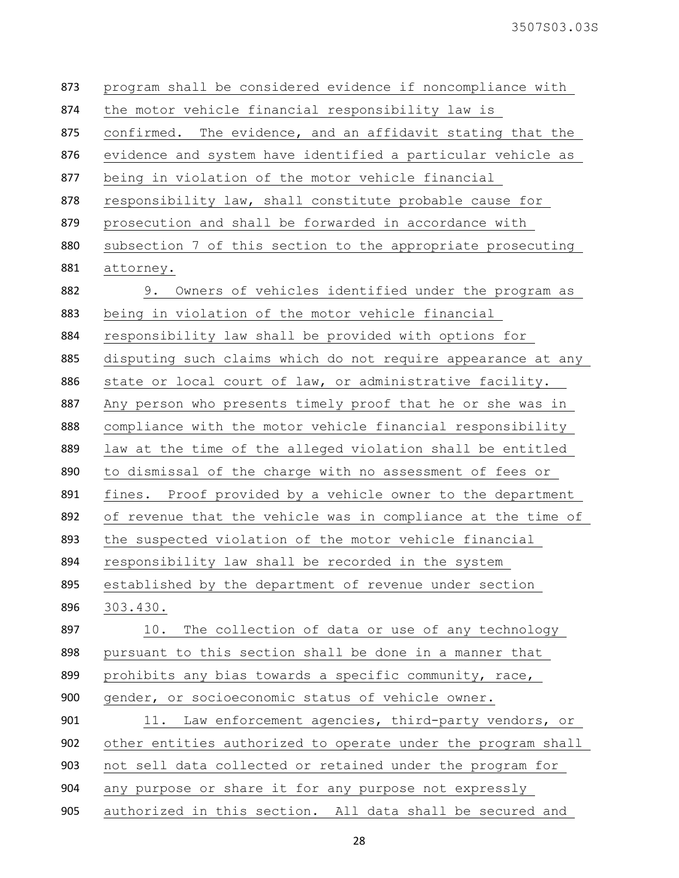program shall be considered evidence if noncompliance with the motor vehicle financial responsibility law is confirmed. The evidence, and an affidavit stating that the evidence and system have identified a particular vehicle as being in violation of the motor vehicle financial responsibility law, shall constitute probable cause for prosecution and shall be forwarded in accordance with subsection 7 of this section to the appropriate prosecuting attorney.

9. Owners of vehicles identified under the program as being in violation of the motor vehicle financial responsibility law shall be provided with options for disputing such claims which do not require appearance at any state or local court of law, or administrative facility. Any person who presents timely proof that he or she was in compliance with the motor vehicle financial responsibility law at the time of the alleged violation shall be entitled to dismissal of the charge with no assessment of fees or fines. Proof provided by a vehicle owner to the department of revenue that the vehicle was in compliance at the time of the suspected violation of the motor vehicle financial responsibility law shall be recorded in the system established by the department of revenue under section 303.430.

10. The collection of data or use of any technology pursuant to this section shall be done in a manner that prohibits any bias towards a specific community, race, gender, or socioeconomic status of vehicle owner.

11. Law enforcement agencies, third-party vendors, or other entities authorized to operate under the program shall not sell data collected or retained under the program for any purpose or share it for any purpose not expressly authorized in this section. All data shall be secured and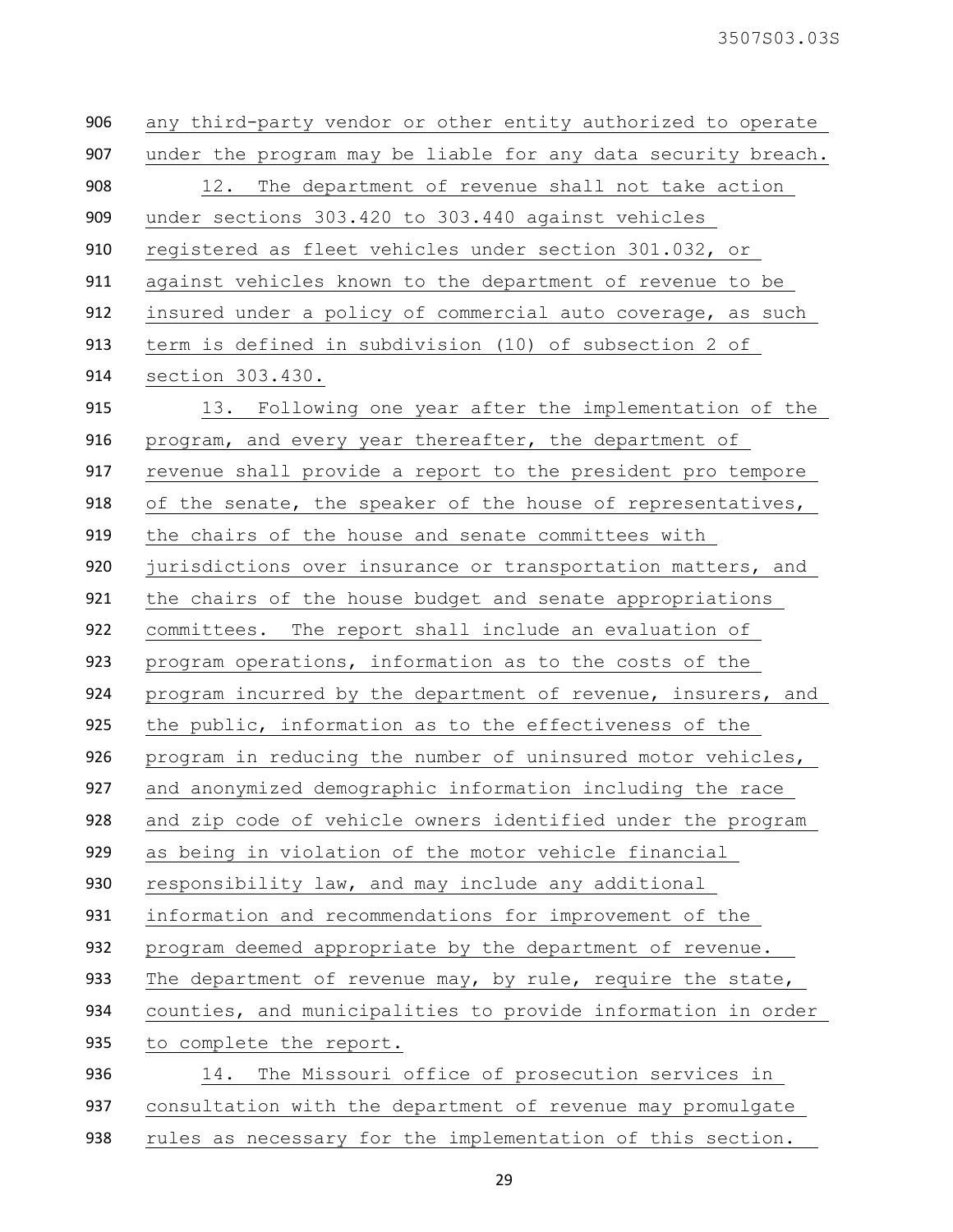any third-party vendor or other entity authorized to operate under the program may be liable for any data security breach.

12. The department of revenue shall not take action under sections 303.420 to 303.440 against vehicles registered as fleet vehicles under section 301.032, or against vehicles known to the department of revenue to be insured under a policy of commercial auto coverage, as such term is defined in subdivision (10) of subsection 2 of section 303.430.

13. Following one year after the implementation of the program, and every year thereafter, the department of revenue shall provide a report to the president pro tempore of the senate, the speaker of the house of representatives, the chairs of the house and senate committees with jurisdictions over insurance or transportation matters, and the chairs of the house budget and senate appropriations committees. The report shall include an evaluation of program operations, information as to the costs of the program incurred by the department of revenue, insurers, and the public, information as to the effectiveness of the program in reducing the number of uninsured motor vehicles, and anonymized demographic information including the race and zip code of vehicle owners identified under the program as being in violation of the motor vehicle financial responsibility law, and may include any additional information and recommendations for improvement of the program deemed appropriate by the department of revenue. The department of revenue may, by rule, require the state, counties, and municipalities to provide information in order to complete the report.

14. The Missouri office of prosecution services in consultation with the department of revenue may promulgate rules as necessary for the implementation of this section.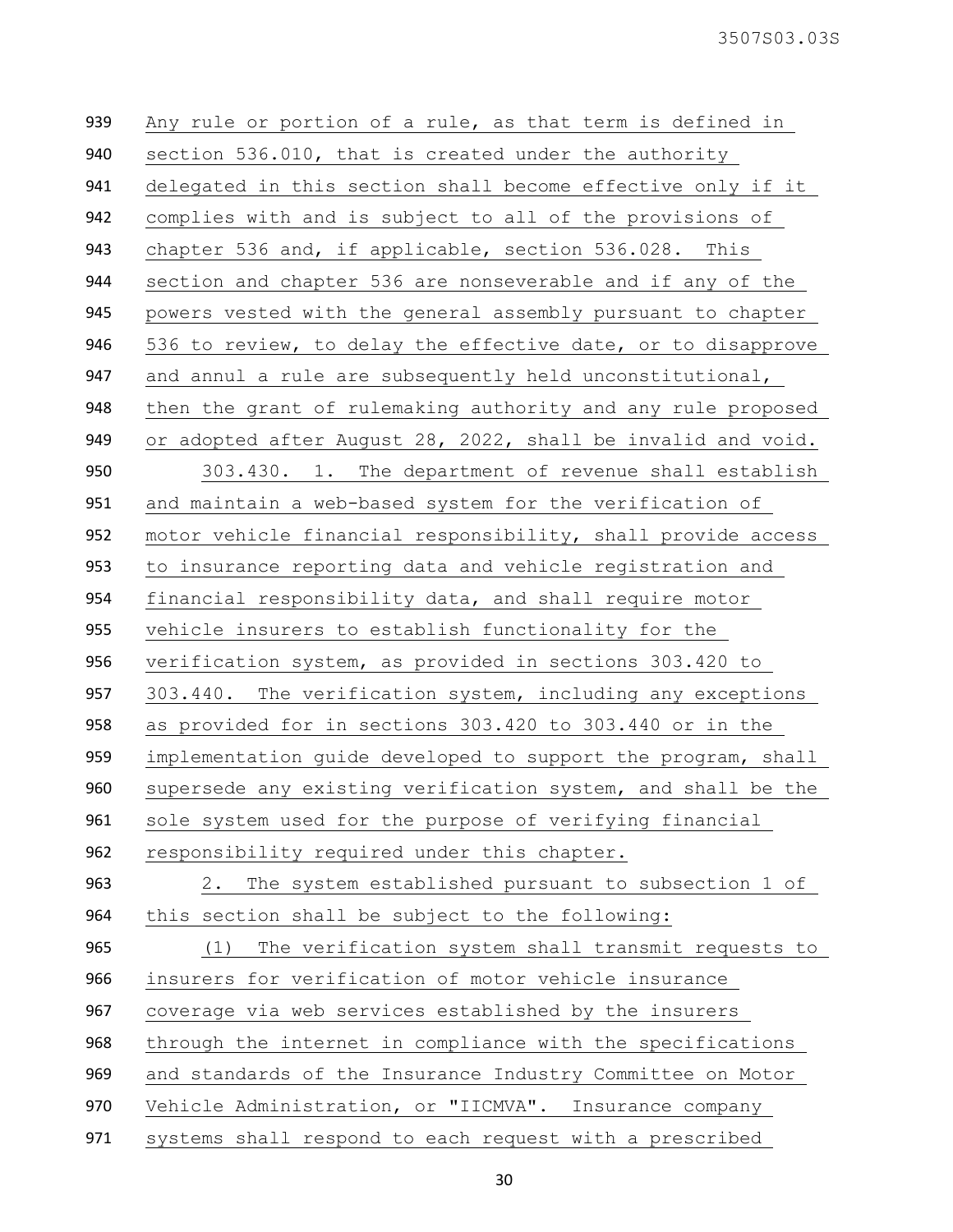Any rule or portion of a rule, as that term is defined in section 536.010, that is created under the authority delegated in this section shall become effective only if it complies with and is subject to all of the provisions of chapter 536 and, if applicable, section 536.028. This section and chapter 536 are nonseverable and if any of the powers vested with the general assembly pursuant to chapter 536 to review, to delay the effective date, or to disapprove and annul a rule are subsequently held unconstitutional, then the grant of rulemaking authority and any rule proposed or adopted after August 28, 2022, shall be invalid and void.

303.430. 1. The department of revenue shall establish and maintain a web-based system for the verification of motor vehicle financial responsibility, shall provide access to insurance reporting data and vehicle registration and financial responsibility data, and shall require motor vehicle insurers to establish functionality for the verification system, as provided in sections 303.420 to 303.440. The verification system, including any exceptions as provided for in sections 303.420 to 303.440 or in the implementation guide developed to support the program, shall supersede any existing verification system, and shall be the sole system used for the purpose of verifying financial responsibility required under this chapter.

2. The system established pursuant to subsection 1 of this section shall be subject to the following:

(1) The verification system shall transmit requests to insurers for verification of motor vehicle insurance coverage via web services established by the insurers through the internet in compliance with the specifications and standards of the Insurance Industry Committee on Motor Vehicle Administration, or "IICMVA". Insurance company systems shall respond to each request with a prescribed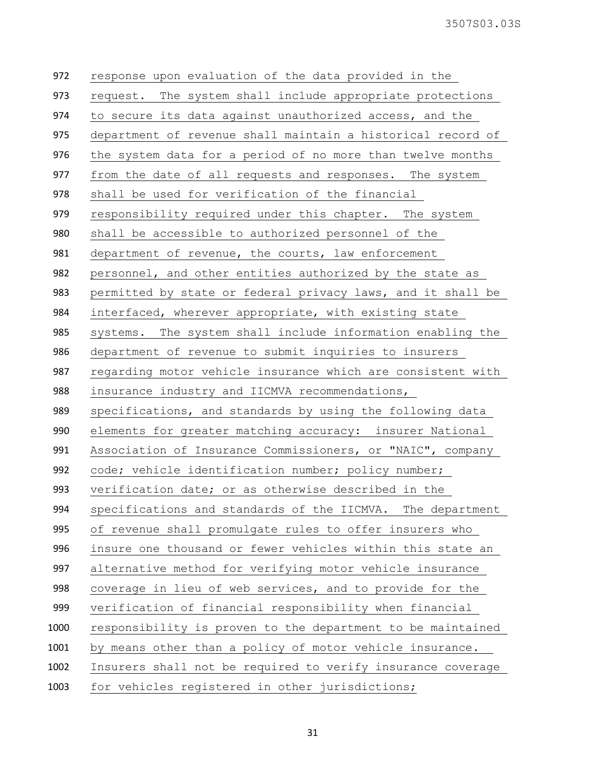972 response upon evaluation of the data provided in the
973 request. The system shall include appropriate protections
974 to secure its data against unauthorized access, and the
975 department of revenue shall maintain a historical record of
976 the system data for a period of no more than twelve months
977 from the date of all requests and responses. The system
978 shall be used for verification of the financial
979 responsibility required under this chapter. The system
980 shall be accessible to authorized personnel of the
981 department of revenue, the courts, law enforcement
982 personnel, and other entities authorized by the state as
983 permitted by state or federal privacy laws, and it shall be
984 interfaced, wherever appropriate, with existing state
985 systems. The system shall include information enabling the
986 department of revenue to submit inquiries to insurers
987 regarding motor vehicle insurance which are consistent with
988 insurance industry and IICMVA recommendations,
989 specifications, and standards by using the following data
990 elements for greater matching accuracy: insurer National
991 Association of Insurance Commissioners, or "NAIC", company
992 code; vehicle identification number; policy number;
993 verification date; or as otherwise described in the
994 specifications and standards of the IICMVA. The department
995 of revenue shall promulgate rules to offer insurers who
996 insure one thousand or fewer vehicles within this state an
997 alternative method for verifying motor vehicle insurance
998 coverage in lieu of web services, and to provide for the
999 verification of financial responsibility when financial
1000 responsibility is proven to the department to be maintained
1001 by means other than a policy of motor vehicle insurance.
1002 Insurers shall not be required to verify insurance coverage
1003 for vehicles registered in other jurisdictions;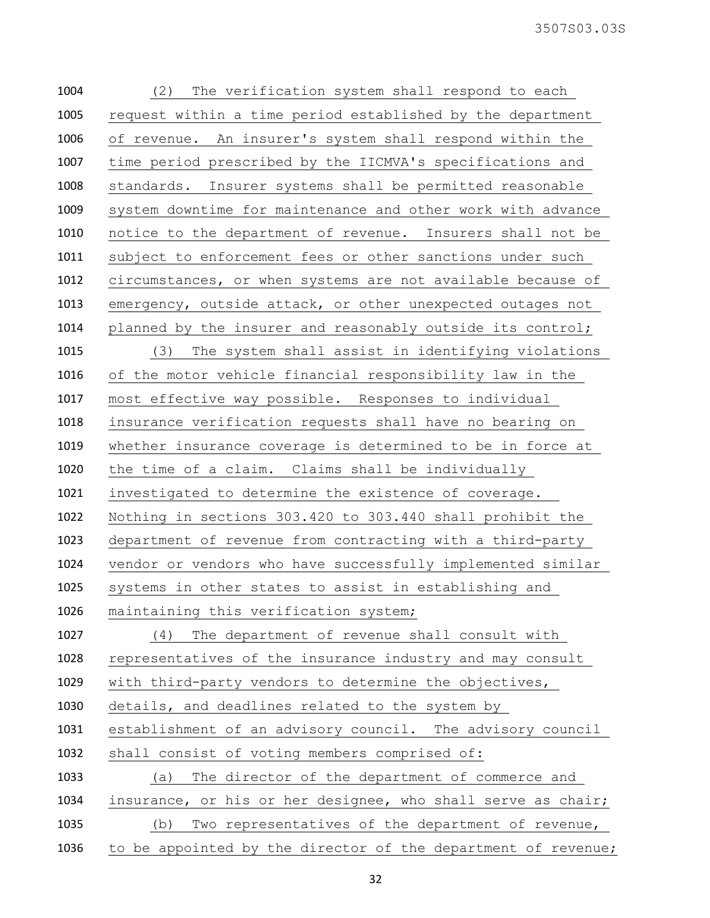(2) The verification system shall respond to each request within a time period established by the department of revenue. An insurer's system shall respond within the time period prescribed by the IICMVA's specifications and standards. Insurer systems shall be permitted reasonable system downtime for maintenance and other work with advance notice to the department of revenue. Insurers shall not be subject to enforcement fees or other sanctions under such circumstances, or when systems are not available because of emergency, outside attack, or other unexpected outages not planned by the insurer and reasonably outside its control;

(3) The system shall assist in identifying violations of the motor vehicle financial responsibility law in the most effective way possible. Responses to individual insurance verification requests shall have no bearing on whether insurance coverage is determined to be in force at the time of a claim. Claims shall be individually investigated to determine the existence of coverage. Nothing in sections 303.420 to 303.440 shall prohibit the department of revenue from contracting with a third-party vendor or vendors who have successfully implemented similar systems in other states to assist in establishing and maintaining this verification system;

(4) The department of revenue shall consult with representatives of the insurance industry and may consult with third-party vendors to determine the objectives, details, and deadlines related to the system by establishment of an advisory council. The advisory council shall consist of voting members comprised of:

(a) The director of the department of commerce and insurance, or his or her designee, who shall serve as chair;

(b) Two representatives of the department of revenue, to be appointed by the director of the department of revenue;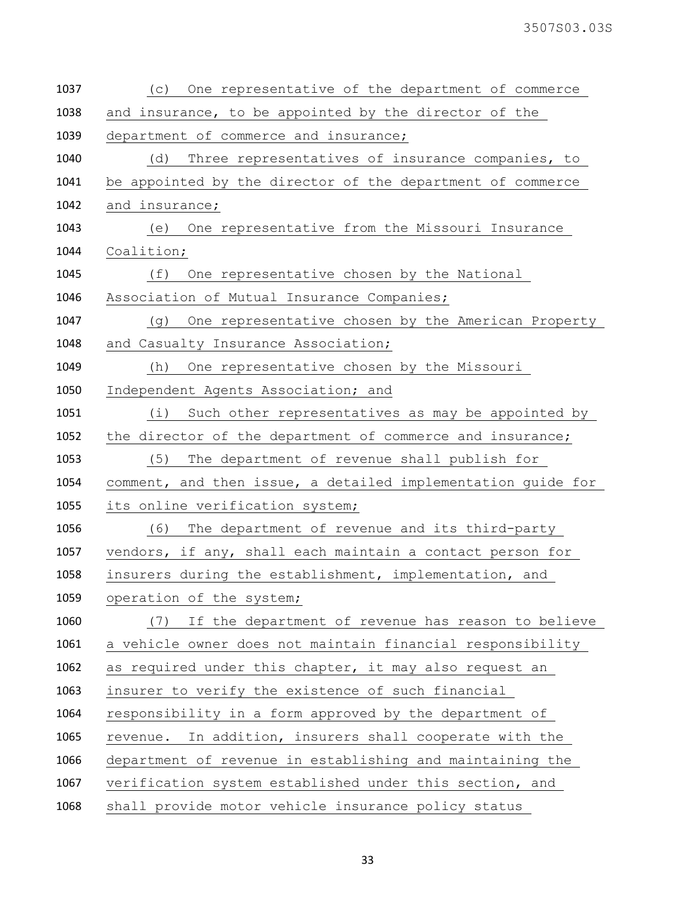(c) One representative of the department of commerce and insurance, to be appointed by the director of the department of commerce and insurance;

(d) Three representatives of insurance companies, to be appointed by the director of the department of commerce and insurance;

(e) One representative from the Missouri Insurance Coalition;

(f) One representative chosen by the National Association of Mutual Insurance Companies;

(g) One representative chosen by the American Property and Casualty Insurance Association;

(h) One representative chosen by the Missouri Independent Agents Association; and

(i) Such other representatives as may be appointed by the director of the department of commerce and insurance;

(5) The department of revenue shall publish for comment, and then issue, a detailed implementation guide for its online verification system;

(6) The department of revenue and its third-party vendors, if any, shall each maintain a contact person for insurers during the establishment, implementation, and operation of the system;

(7) If the department of revenue has reason to believe a vehicle owner does not maintain financial responsibility as required under this chapter, it may also request an insurer to verify the existence of such financial responsibility in a form approved by the department of revenue. In addition, insurers shall cooperate with the department of revenue in establishing and maintaining the verification system established under this section, and shall provide motor vehicle insurance policy status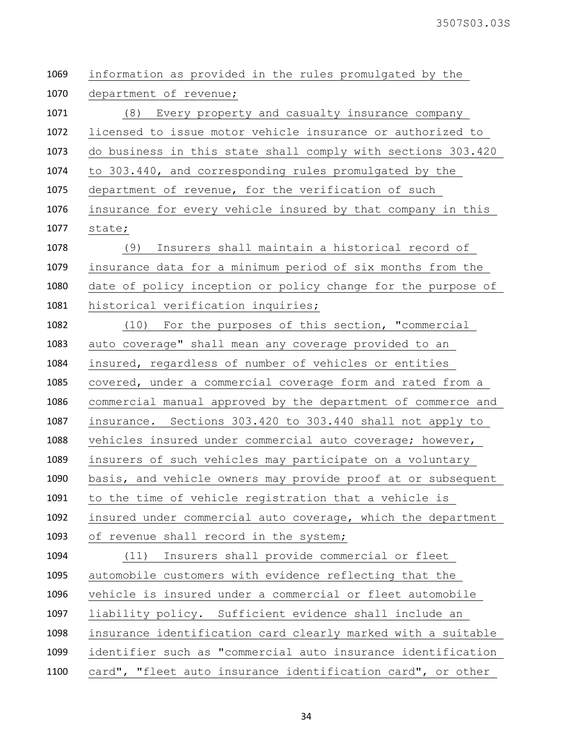information as provided in the rules promulgated by the department of revenue;

(8) Every property and casualty insurance company licensed to issue motor vehicle insurance or authorized to do business in this state shall comply with sections 303.420 to 303.440, and corresponding rules promulgated by the department of revenue, for the verification of such insurance for every vehicle insured by that company in this state;

(9) Insurers shall maintain a historical record of insurance data for a minimum period of six months from the date of policy inception or policy change for the purpose of historical verification inquiries;

(10) For the purposes of this section, "commercial auto coverage" shall mean any coverage provided to an insured, regardless of number of vehicles or entities covered, under a commercial coverage form and rated from a commercial manual approved by the department of commerce and insurance. Sections 303.420 to 303.440 shall not apply to vehicles insured under commercial auto coverage; however, insurers of such vehicles may participate on a voluntary basis, and vehicle owners may provide proof at or subsequent to the time of vehicle registration that a vehicle is insured under commercial auto coverage, which the department of revenue shall record in the system;

(11) Insurers shall provide commercial or fleet automobile customers with evidence reflecting that the vehicle is insured under a commercial or fleet automobile liability policy. Sufficient evidence shall include an insurance identification card clearly marked with a suitable identifier such as "commercial auto insurance identification card", "fleet auto insurance identification card", or other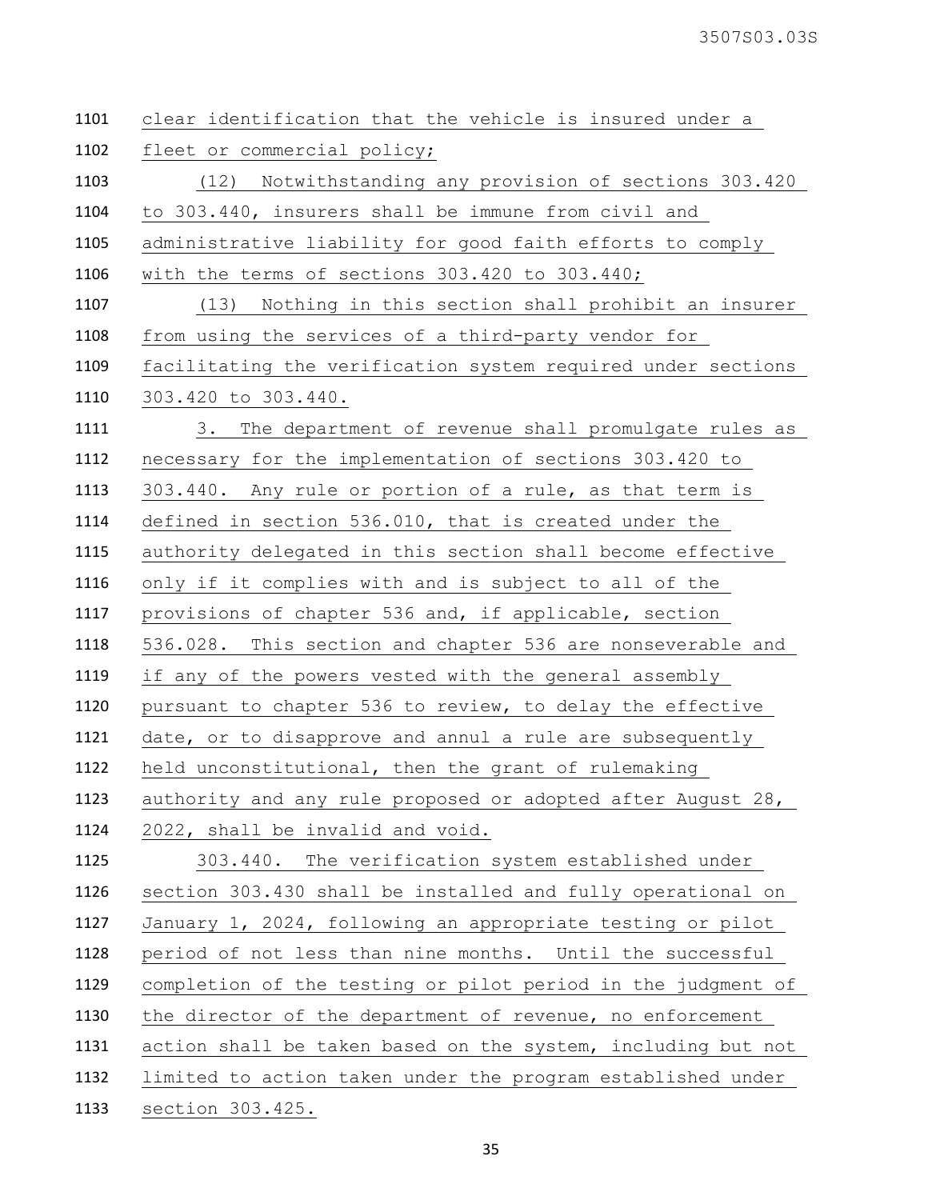clear identification that the vehicle is insured under a fleet or commercial policy;

(12) Notwithstanding any provision of sections 303.420 to 303.440, insurers shall be immune from civil and administrative liability for good faith efforts to comply with the terms of sections 303.420 to 303.440;

(13) Nothing in this section shall prohibit an insurer from using the services of a third-party vendor for facilitating the verification system required under sections 303.420 to 303.440.

3. The department of revenue shall promulgate rules as necessary for the implementation of sections 303.420 to 303.440. Any rule or portion of a rule, as that term is defined in section 536.010, that is created under the authority delegated in this section shall become effective only if it complies with and is subject to all of the provisions of chapter 536 and, if applicable, section 536.028. This section and chapter 536 are nonseverable and if any of the powers vested with the general assembly pursuant to chapter 536 to review, to delay the effective date, or to disapprove and annul a rule are subsequently held unconstitutional, then the grant of rulemaking authority and any rule proposed or adopted after August 28, 2022, shall be invalid and void.

303.440. The verification system established under section 303.430 shall be installed and fully operational on January 1, 2024, following an appropriate testing or pilot period of not less than nine months. Until the successful completion of the testing or pilot period in the judgment of the director of the department of revenue, no enforcement action shall be taken based on the system, including but not limited to action taken under the program established under section 303.425.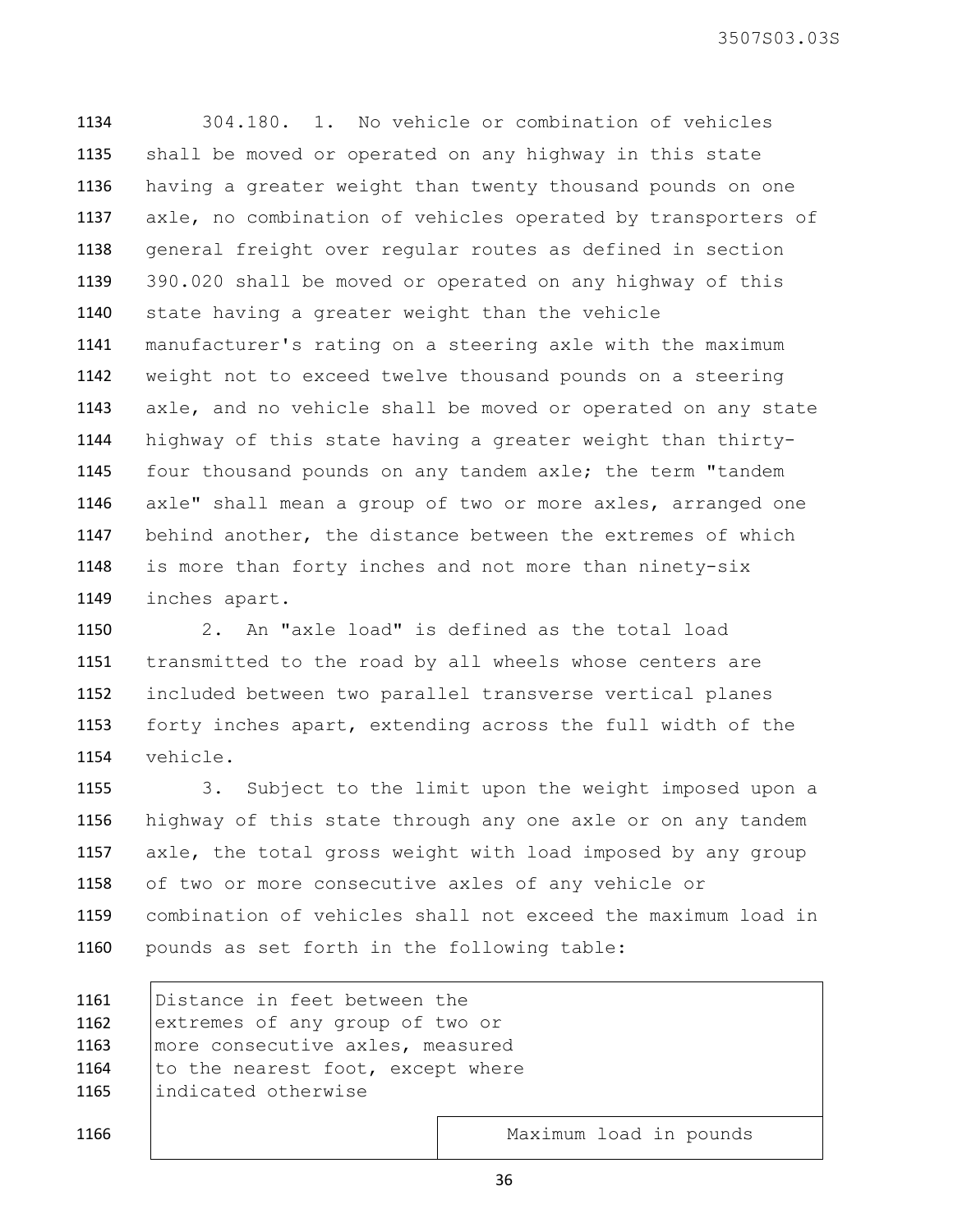304.180. 1. No vehicle or combination of vehicles shall be moved or operated on any highway in this state having a greater weight than twenty thousand pounds on one axle, no combination of vehicles operated by transporters of general freight over regular routes as defined in section 390.020 shall be moved or operated on any highway of this state having a greater weight than the vehicle manufacturer's rating on a steering axle with the maximum weight not to exceed twelve thousand pounds on a steering axle, and no vehicle shall be moved or operated on any state highway of this state having a greater weight than thirty-four thousand pounds on any tandem axle; the term "tandem axle" shall mean a group of two or more axles, arranged one behind another, the distance between the extremes of which is more than forty inches and not more than ninety-six inches apart.

2. An "axle load" is defined as the total load transmitted to the road by all wheels whose centers are included between two parallel transverse vertical planes forty inches apart, extending across the full width of the vehicle.

3. Subject to the limit upon the weight imposed upon a highway of this state through any one axle or on any tandem axle, the total gross weight with load imposed by any group of two or more consecutive axles of any vehicle or combination of vehicles shall not exceed the maximum load in pounds as set forth in the following table:

| Distance in feet between the extremes of any group of two or more consecutive axles, measured to the nearest foot, except where indicated otherwise | |
|---|---|
| | Maximum load in pounds |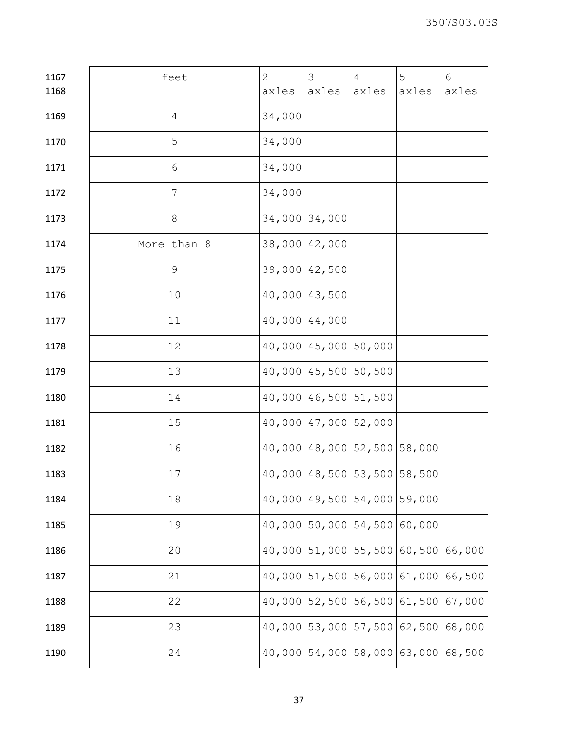| feet | 2 axles | 3 axles | 4 axles | 5 axles | 6 axles |
|---|---|---|---|---|---|
| 4 | 34,000 | | | | |
| 5 | 34,000 | | | | |
| 6 | 34,000 | | | | |
| 7 | 34,000 | | | | |
| 8 | 34,000 | 34,000 | | | |
| More than 8 | 38,000 | 42,000 | | | |
| 9 | 39,000 | 42,500 | | | |
| 10 | 40,000 | 43,500 | | | |
| 11 | 40,000 | 44,000 | | | |
| 12 | 40,000 | 45,000 | 50,000 | | |
| 13 | 40,000 | 45,500 | 50,500 | | |
| 14 | 40,000 | 46,500 | 51,500 | | |
| 15 | 40,000 | 47,000 | 52,000 | | |
| 16 | 40,000 | 48,000 | 52,500 | 58,000 | |
| 17 | 40,000 | 48,500 | 53,500 | 58,500 | |
| 18 | 40,000 | 49,500 | 54,000 | 59,000 | |
| 19 | 40,000 | 50,000 | 54,500 | 60,000 | |
| 20 | 40,000 | 51,000 | 55,500 | 60,500 | 66,000 |
| 21 | 40,000 | 51,500 | 56,000 | 61,000 | 66,500 |
| 22 | 40,000 | 52,500 | 56,500 | 61,500 | 67,000 |
| 23 | 40,000 | 53,000 | 57,500 | 62,500 | 68,000 |
| 24 | 40,000 | 54,000 | 58,000 | 63,000 | 68,500 |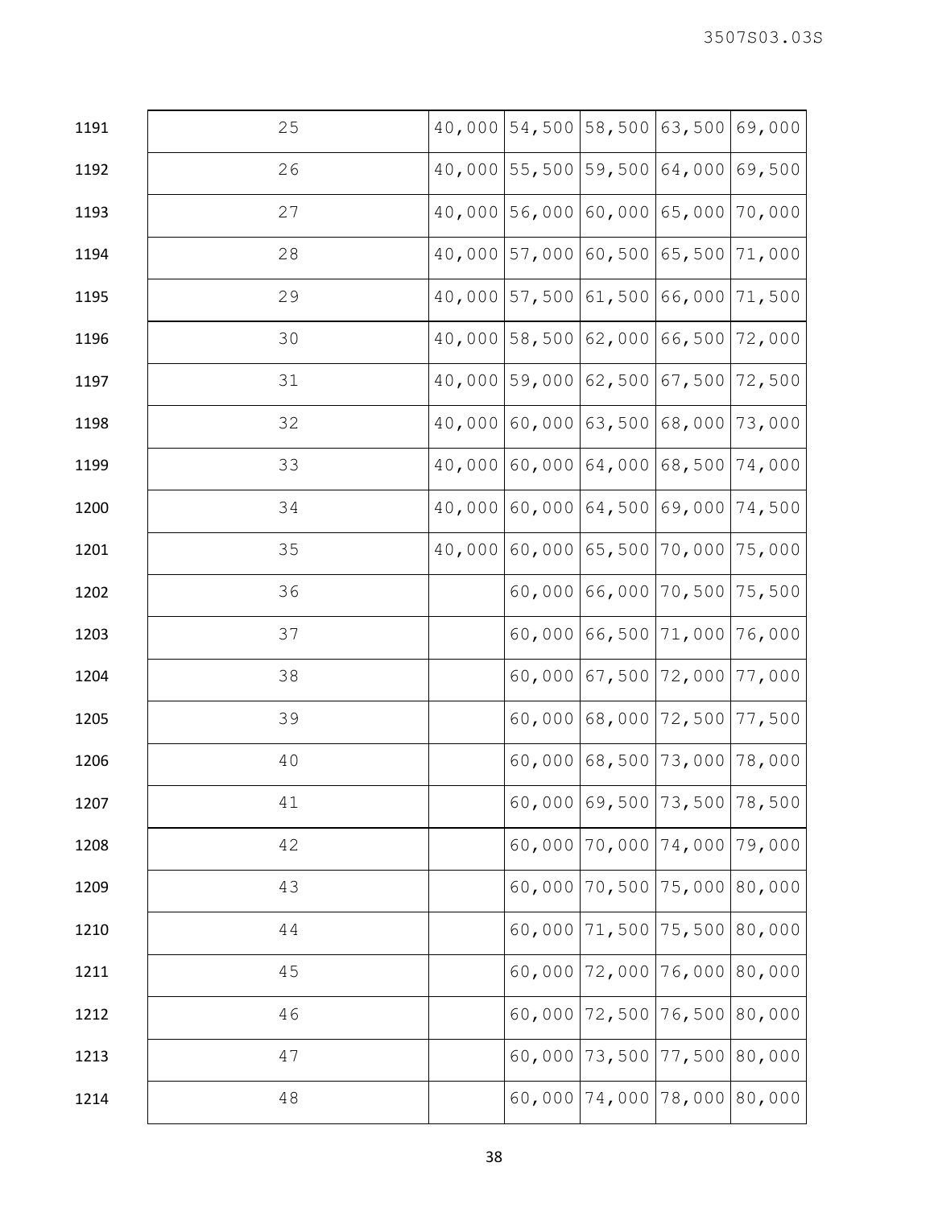| | | | | | |
|---|---|---|---|---|---|
| 25 | 40,000 | 54,500 | 58,500 | 63,500 | 69,000 |
| 26 | 40,000 | 55,500 | 59,500 | 64,000 | 69,500 |
| 27 | 40,000 | 56,000 | 60,000 | 65,000 | 70,000 |
| 28 | 40,000 | 57,000 | 60,500 | 65,500 | 71,000 |
| 29 | 40,000 | 57,500 | 61,500 | 66,000 | 71,500 |
| 30 | 40,000 | 58,500 | 62,000 | 66,500 | 72,000 |
| 31 | 40,000 | 59,000 | 62,500 | 67,500 | 72,500 |
| 32 | 40,000 | 60,000 | 63,500 | 68,000 | 73,000 |
| 33 | 40,000 | 60,000 | 64,000 | 68,500 | 74,000 |
| 34 | 40,000 | 60,000 | 64,500 | 69,000 | 74,500 |
| 35 | 40,000 | 60,000 | 65,500 | 70,000 | 75,000 |
| 36 | | 60,000 | 66,000 | 70,500 | 75,500 |
| 37 | | 60,000 | 66,500 | 71,000 | 76,000 |
| 38 | | 60,000 | 67,500 | 72,000 | 77,000 |
| 39 | | 60,000 | 68,000 | 72,500 | 77,500 |
| 40 | | 60,000 | 68,500 | 73,000 | 78,000 |
| 41 | | 60,000 | 69,500 | 73,500 | 78,500 |
| 42 | | 60,000 | 70,000 | 74,000 | 79,000 |
| 43 | | 60,000 | 70,500 | 75,000 | 80,000 |
| 44 | | 60,000 | 71,500 | 75,500 | 80,000 |
| 45 | | 60,000 | 72,000 | 76,000 | 80,000 |
| 46 | | 60,000 | 72,500 | 76,500 | 80,000 |
| 47 | | 60,000 | 73,500 | 77,500 | 80,000 |
| 48 | | 60,000 | 74,000 | 78,000 | 80,000 |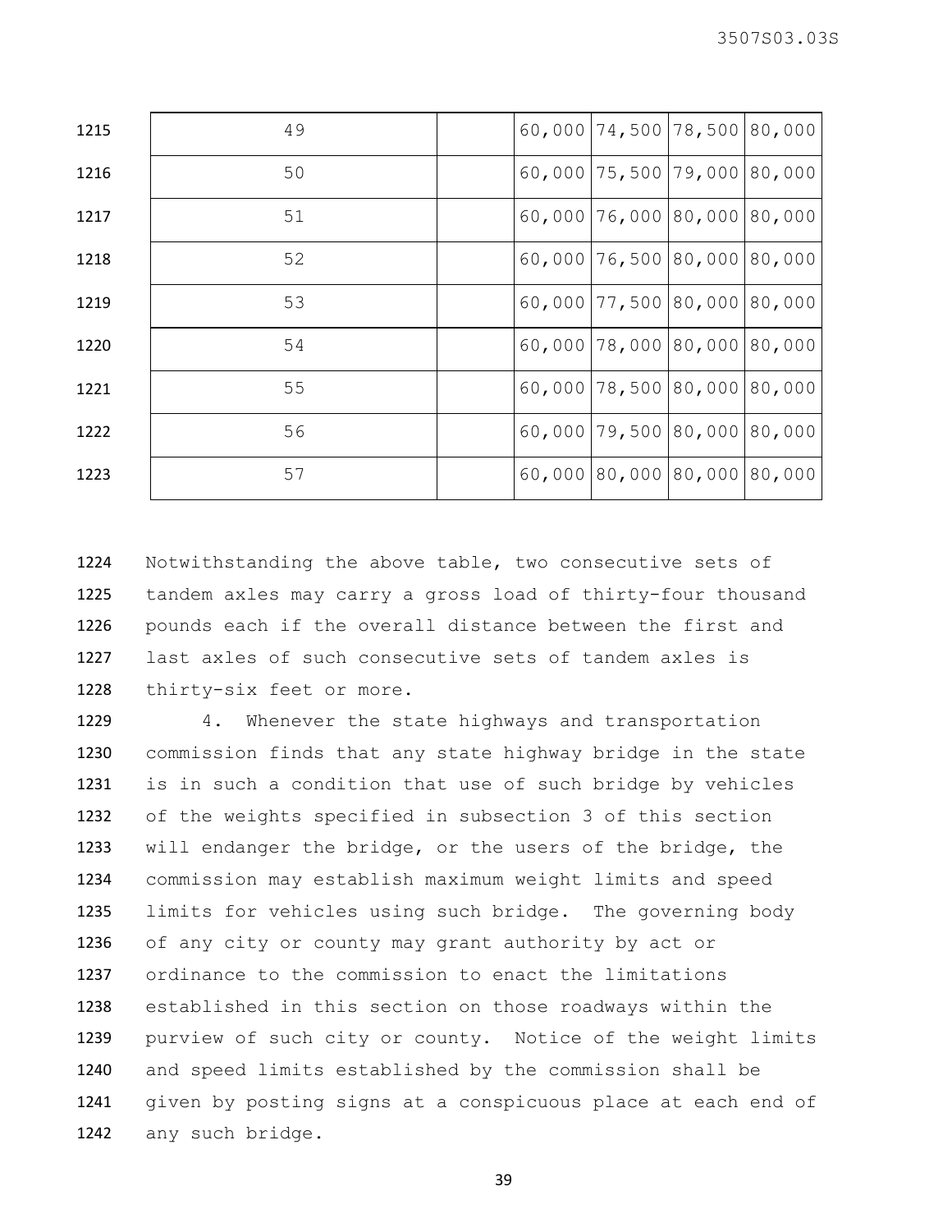| | | | | | |
|---|---|---|---|---|---|
| 49 | | 60,000 | 74,500 | 78,500 | 80,000 |
| 50 | | 60,000 | 75,500 | 79,000 | 80,000 |
| 51 | | 60,000 | 76,000 | 80,000 | 80,000 |
| 52 | | 60,000 | 76,500 | 80,000 | 80,000 |
| 53 | | 60,000 | 77,500 | 80,000 | 80,000 |
| 54 | | 60,000 | 78,000 | 80,000 | 80,000 |
| 55 | | 60,000 | 78,500 | 80,000 | 80,000 |
| 56 | | 60,000 | 79,500 | 80,000 | 80,000 |
| 57 | | 60,000 | 80,000 | 80,000 | 80,000 |

Notwithstanding the above table, two consecutive sets of tandem axles may carry a gross load of thirty-four thousand pounds each if the overall distance between the first and last axles of such consecutive sets of tandem axles is thirty-six feet or more.

4. Whenever the state highways and transportation commission finds that any state highway bridge in the state is in such a condition that use of such bridge by vehicles of the weights specified in subsection 3 of this section will endanger the bridge, or the users of the bridge, the commission may establish maximum weight limits and speed limits for vehicles using such bridge. The governing body of any city or county may grant authority by act or ordinance to the commission to enact the limitations established in this section on those roadways within the purview of such city or county. Notice of the weight limits and speed limits established by the commission shall be given by posting signs at a conspicuous place at each end of any such bridge.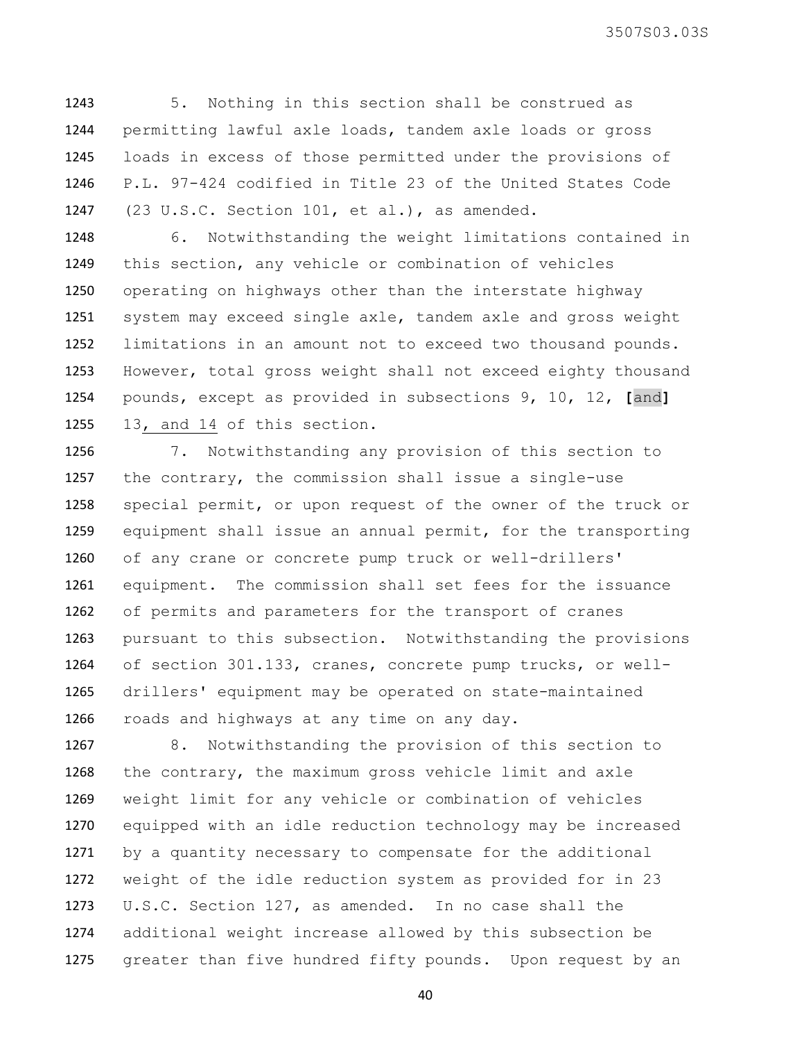5. Nothing in this section shall be construed as permitting lawful axle loads, tandem axle loads or gross loads in excess of those permitted under the provisions of P.L. 97-424 codified in Title 23 of the United States Code (23 U.S.C. Section 101, et al.), as amended.

6. Notwithstanding the weight limitations contained in this section, any vehicle or combination of vehicles operating on highways other than the interstate highway system may exceed single axle, tandem axle and gross weight limitations in an amount not to exceed two thousand pounds. However, total gross weight shall not exceed eighty thousand pounds, except as provided in subsections 9, 10, 12, **[**and**]** 13, and 14 of this section.

7. Notwithstanding any provision of this section to the contrary, the commission shall issue a single-use special permit, or upon request of the owner of the truck or equipment shall issue an annual permit, for the transporting of any crane or concrete pump truck or well-drillers' equipment. The commission shall set fees for the issuance of permits and parameters for the transport of cranes pursuant to this subsection. Notwithstanding the provisions of section 301.133, cranes, concrete pump trucks, or well-drillers' equipment may be operated on state-maintained roads and highways at any time on any day.

8. Notwithstanding the provision of this section to the contrary, the maximum gross vehicle limit and axle weight limit for any vehicle or combination of vehicles equipped with an idle reduction technology may be increased by a quantity necessary to compensate for the additional weight of the idle reduction system as provided for in 23 U.S.C. Section 127, as amended. In no case shall the additional weight increase allowed by this subsection be greater than five hundred fifty pounds. Upon request by an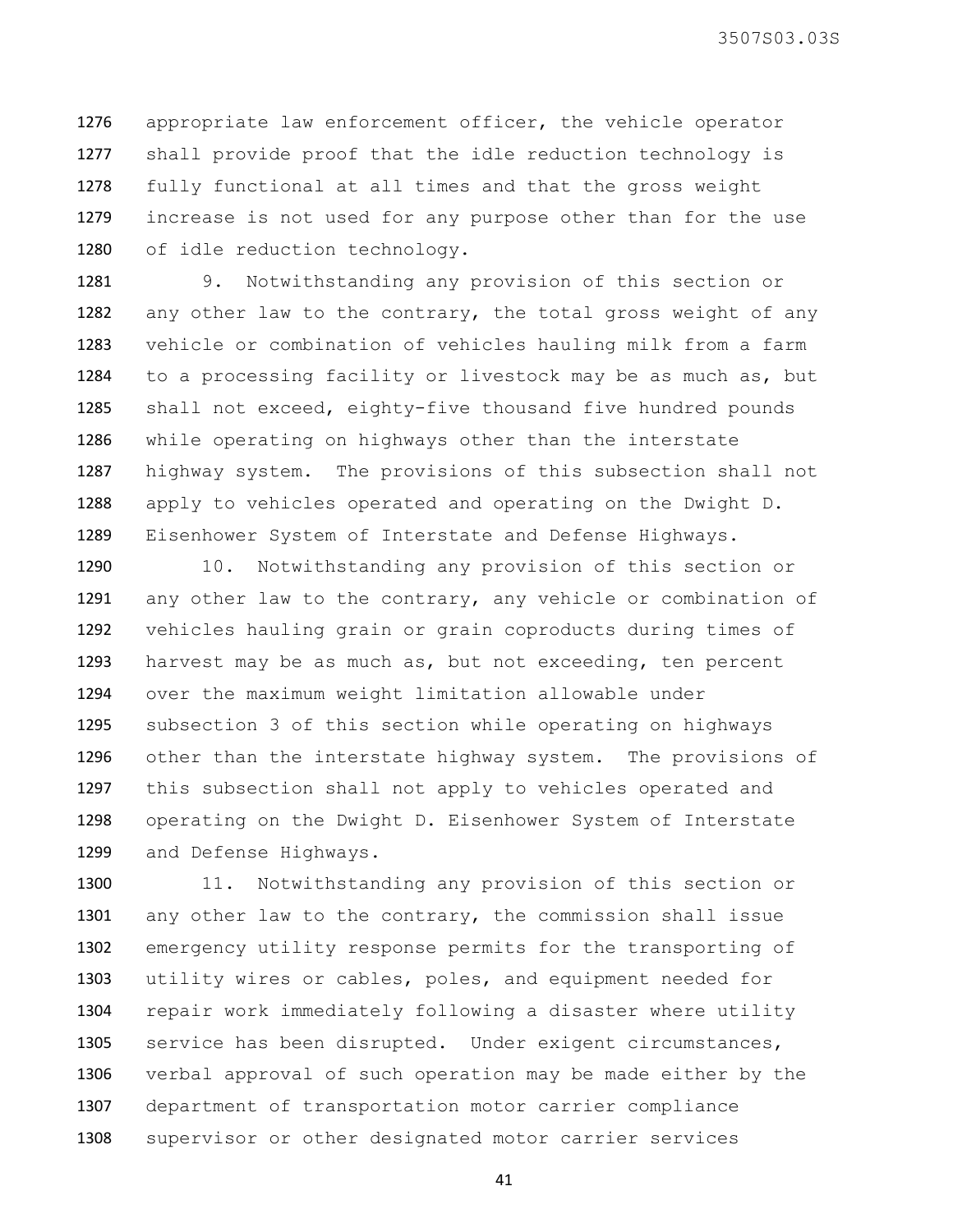appropriate law enforcement officer, the vehicle operator shall provide proof that the idle reduction technology is fully functional at all times and that the gross weight increase is not used for any purpose other than for the use of idle reduction technology.

9. Notwithstanding any provision of this section or any other law to the contrary, the total gross weight of any vehicle or combination of vehicles hauling milk from a farm to a processing facility or livestock may be as much as, but shall not exceed, eighty-five thousand five hundred pounds while operating on highways other than the interstate highway system. The provisions of this subsection shall not apply to vehicles operated and operating on the Dwight D. Eisenhower System of Interstate and Defense Highways.

10. Notwithstanding any provision of this section or any other law to the contrary, any vehicle or combination of vehicles hauling grain or grain coproducts during times of harvest may be as much as, but not exceeding, ten percent over the maximum weight limitation allowable under subsection 3 of this section while operating on highways other than the interstate highway system. The provisions of this subsection shall not apply to vehicles operated and operating on the Dwight D. Eisenhower System of Interstate and Defense Highways.

11. Notwithstanding any provision of this section or any other law to the contrary, the commission shall issue emergency utility response permits for the transporting of utility wires or cables, poles, and equipment needed for repair work immediately following a disaster where utility service has been disrupted. Under exigent circumstances, verbal approval of such operation may be made either by the department of transportation motor carrier compliance supervisor or other designated motor carrier services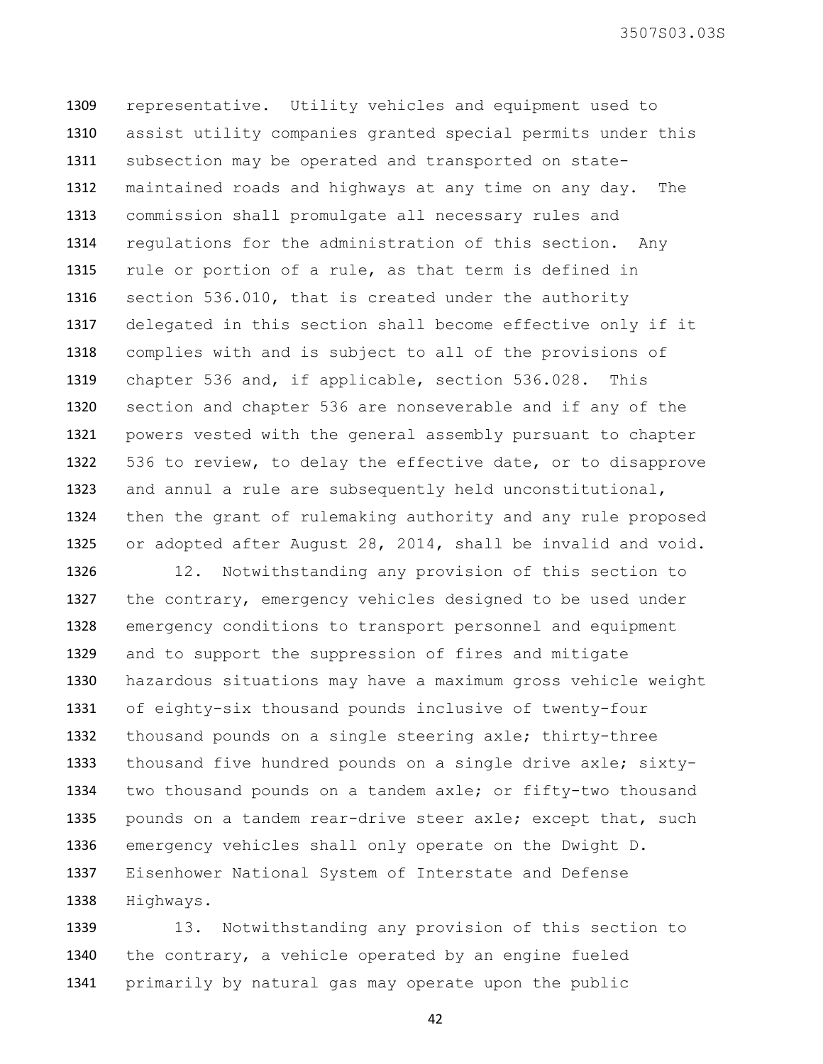representative. Utility vehicles and equipment used to assist utility companies granted special permits under this subsection may be operated and transported on state-maintained roads and highways at any time on any day. The commission shall promulgate all necessary rules and regulations for the administration of this section. Any rule or portion of a rule, as that term is defined in section 536.010, that is created under the authority delegated in this section shall become effective only if it complies with and is subject to all of the provisions of chapter 536 and, if applicable, section 536.028. This section and chapter 536 are nonseverable and if any of the powers vested with the general assembly pursuant to chapter 536 to review, to delay the effective date, or to disapprove and annul a rule are subsequently held unconstitutional, then the grant of rulemaking authority and any rule proposed or adopted after August 28, 2014, shall be invalid and void.

12. Notwithstanding any provision of this section to the contrary, emergency vehicles designed to be used under emergency conditions to transport personnel and equipment and to support the suppression of fires and mitigate hazardous situations may have a maximum gross vehicle weight of eighty-six thousand pounds inclusive of twenty-four thousand pounds on a single steering axle; thirty-three thousand five hundred pounds on a single drive axle; sixty-two thousand pounds on a tandem axle; or fifty-two thousand pounds on a tandem rear-drive steer axle; except that, such emergency vehicles shall only operate on the Dwight D. Eisenhower National System of Interstate and Defense Highways.

13. Notwithstanding any provision of this section to the contrary, a vehicle operated by an engine fueled primarily by natural gas may operate upon the public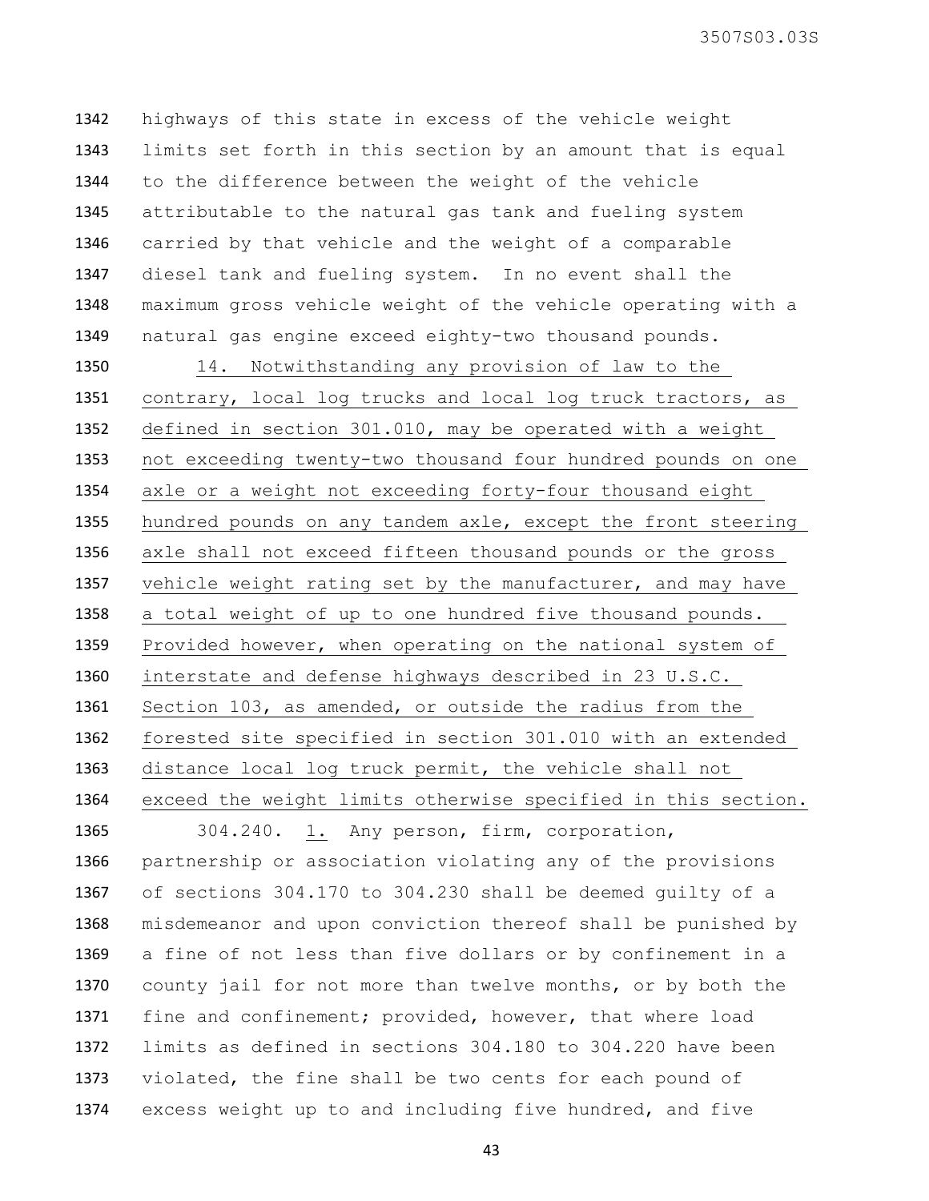highways of this state in excess of the vehicle weight limits set forth in this section by an amount that is equal to the difference between the weight of the vehicle attributable to the natural gas tank and fueling system carried by that vehicle and the weight of a comparable diesel tank and fueling system. In no event shall the maximum gross vehicle weight of the vehicle operating with a natural gas engine exceed eighty-two thousand pounds.

14. Notwithstanding any provision of law to the contrary, local log trucks and local log truck tractors, as defined in section 301.010, may be operated with a weight not exceeding twenty-two thousand four hundred pounds on one axle or a weight not exceeding forty-four thousand eight hundred pounds on any tandem axle, except the front steering axle shall not exceed fifteen thousand pounds or the gross vehicle weight rating set by the manufacturer, and may have a total weight of up to one hundred five thousand pounds. Provided however, when operating on the national system of interstate and defense highways described in 23 U.S.C. Section 103, as amended, or outside the radius from the forested site specified in section 301.010 with an extended distance local log truck permit, the vehicle shall not exceed the weight limits otherwise specified in this section.

304.240. 1. Any person, firm, corporation, partnership or association violating any of the provisions of sections 304.170 to 304.230 shall be deemed guilty of a misdemeanor and upon conviction thereof shall be punished by a fine of not less than five dollars or by confinement in a county jail for not more than twelve months, or by both the fine and confinement; provided, however, that where load limits as defined in sections 304.180 to 304.220 have been violated, the fine shall be two cents for each pound of excess weight up to and including five hundred, and five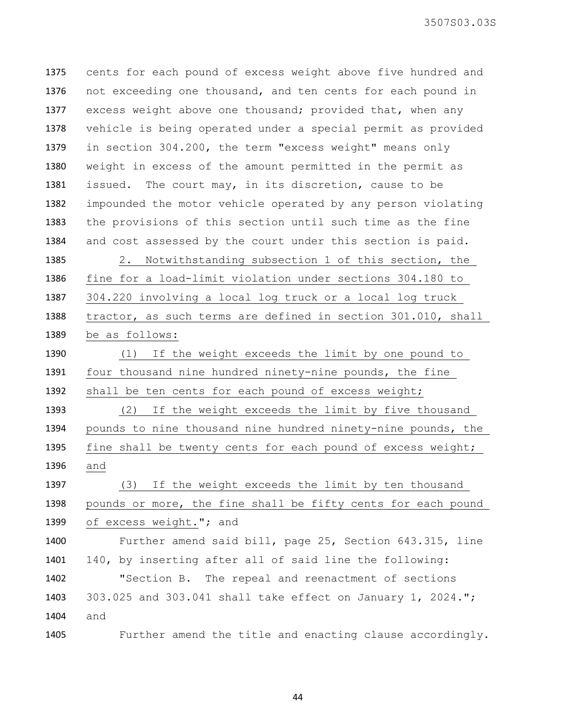cents for each pound of excess weight above five hundred and not exceeding one thousand, and ten cents for each pound in excess weight above one thousand; provided that, when any vehicle is being operated under a special permit as provided in section 304.200, the term "excess weight" means only weight in excess of the amount permitted in the permit as issued. The court may, in its discretion, cause to be impounded the motor vehicle operated by any person violating the provisions of this section until such time as the fine and cost assessed by the court under this section is paid.

2. Notwithstanding subsection 1 of this section, the fine for a load-limit violation under sections 304.180 to 304.220 involving a local log truck or a local log truck tractor, as such terms are defined in section 301.010, shall be as follows:

(1) If the weight exceeds the limit by one pound to four thousand nine hundred ninety-nine pounds, the fine shall be ten cents for each pound of excess weight;

(2) If the weight exceeds the limit by five thousand pounds to nine thousand nine hundred ninety-nine pounds, the fine shall be twenty cents for each pound of excess weight; and

(3) If the weight exceeds the limit by ten thousand pounds or more, the fine shall be fifty cents for each pound of excess weight."; and

Further amend said bill, page 25, Section 643.315, line 140, by inserting after all of said line the following:

"Section B. The repeal and reenactment of sections 303.025 and 303.041 shall take effect on January 1, 2024."; and

Further amend the title and enacting clause accordingly.